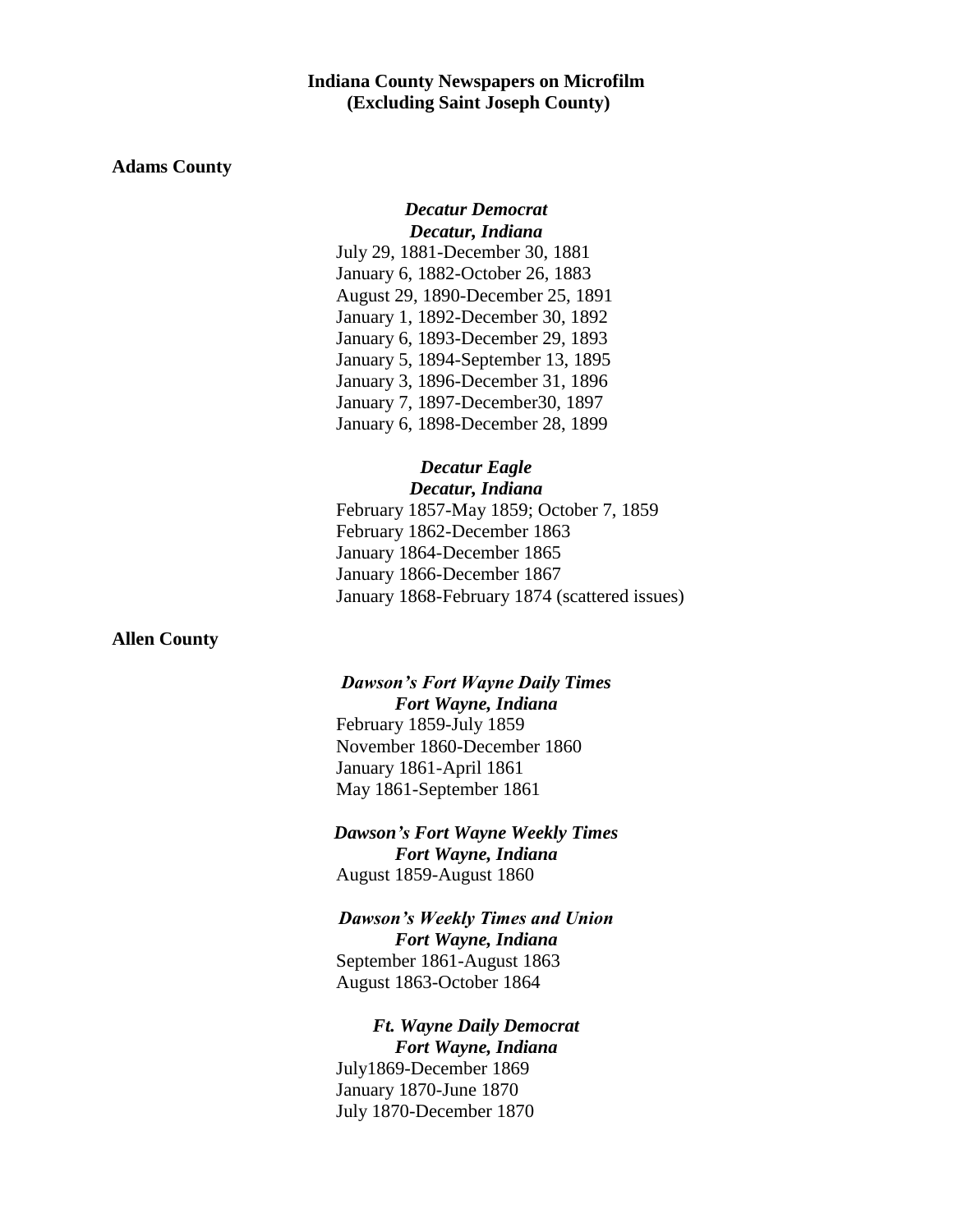# Indiana County Newspapers on Microfilm
# (Excluding Saint Joseph County)

## Adams County

### *Decatur Democrat*
### *Decatur, Indiana*

July 29, 1881-December 30, 1881
January 6, 1882-October 26, 1883
August 29, 1890-December 25, 1891
January 1, 1892-December 30, 1892
January 6, 1893-December 29, 1893
January 5, 1894-September 13, 1895
January 3, 1896-December 31, 1896
January 7, 1897-December30, 1897
January 6, 1898-December 28, 1899

### *Decatur Eagle*
### *Decatur, Indiana*

February 1857-May 1859; October 7, 1859
February 1862-December 1863
January 1864-December 1865
January 1866-December 1867
January 1868-February 1874 (scattered issues)

## Allen County

### *Dawson's Fort Wayne Daily Times*
### *Fort Wayne, Indiana*

February 1859-July 1859
November 1860-December 1860
January 1861-April 1861
May 1861-September 1861

### *Dawson's Fort Wayne Weekly Times*
### *Fort Wayne, Indiana*

August 1859-August 1860

### *Dawson's Weekly Times and Union*
### *Fort Wayne, Indiana*

September 1861-August 1863
August 1863-October 1864

### *Ft. Wayne Daily Democrat*
### *Fort Wayne, Indiana*

July1869-December 1869
January 1870-June 1870
July 1870-December 1870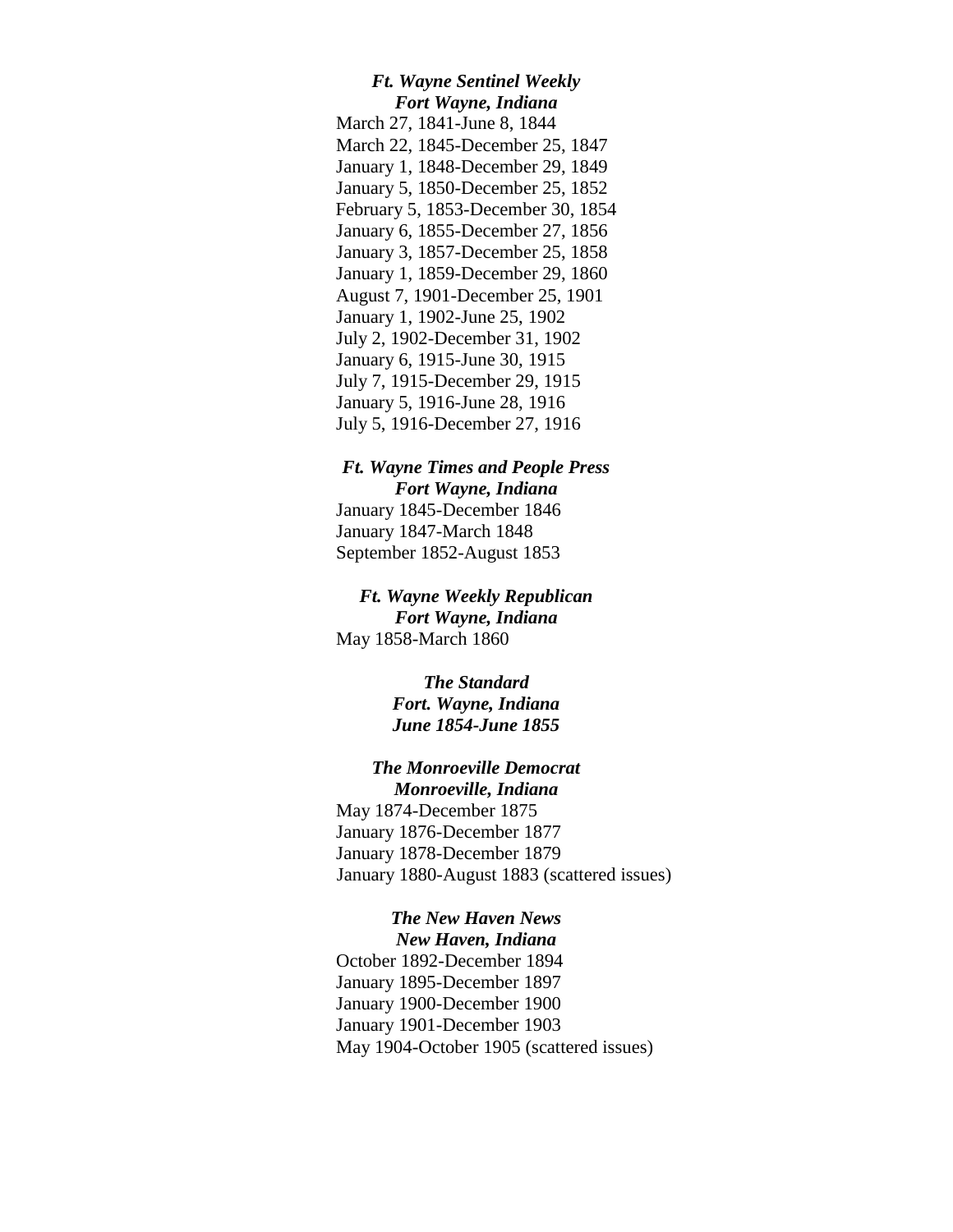***Ft. Wayne Sentinel Weekly***
***Fort Wayne, Indiana***

March 27, 1841-June 8, 1844
March 22, 1845-December 25, 1847
January 1, 1848-December 29, 1849
January 5, 1850-December 25, 1852
February 5, 1853-December 30, 1854
January 6, 1855-December 27, 1856
January 3, 1857-December 25, 1858
January 1, 1859-December 29, 1860
August 7, 1901-December 25, 1901
January 1, 1902-June 25, 1902
July 2, 1902-December 31, 1902
January 6, 1915-June 30, 1915
July 7, 1915-December 29, 1915
January 5, 1916-June 28, 1916
July 5, 1916-December 27, 1916

***Ft. Wayne Times and People Press***
***Fort Wayne, Indiana***

January 1845-December 1846
January 1847-March 1848
September 1852-August 1853

***Ft. Wayne Weekly Republican***
***Fort Wayne, Indiana***

May 1858-March 1860

***The Standard***
***Fort. Wayne, Indiana***
***June 1854-June 1855***

***The Monroeville Democrat***
***Monroeville, Indiana***

May 1874-December 1875
January 1876-December 1877
January 1878-December 1879
January 1880-August 1883 (scattered issues)

***The New Haven News***
***New Haven, Indiana***

October 1892-December 1894
January 1895-December 1897
January 1900-December 1900
January 1901-December 1903
May 1904-October 1905 (scattered issues)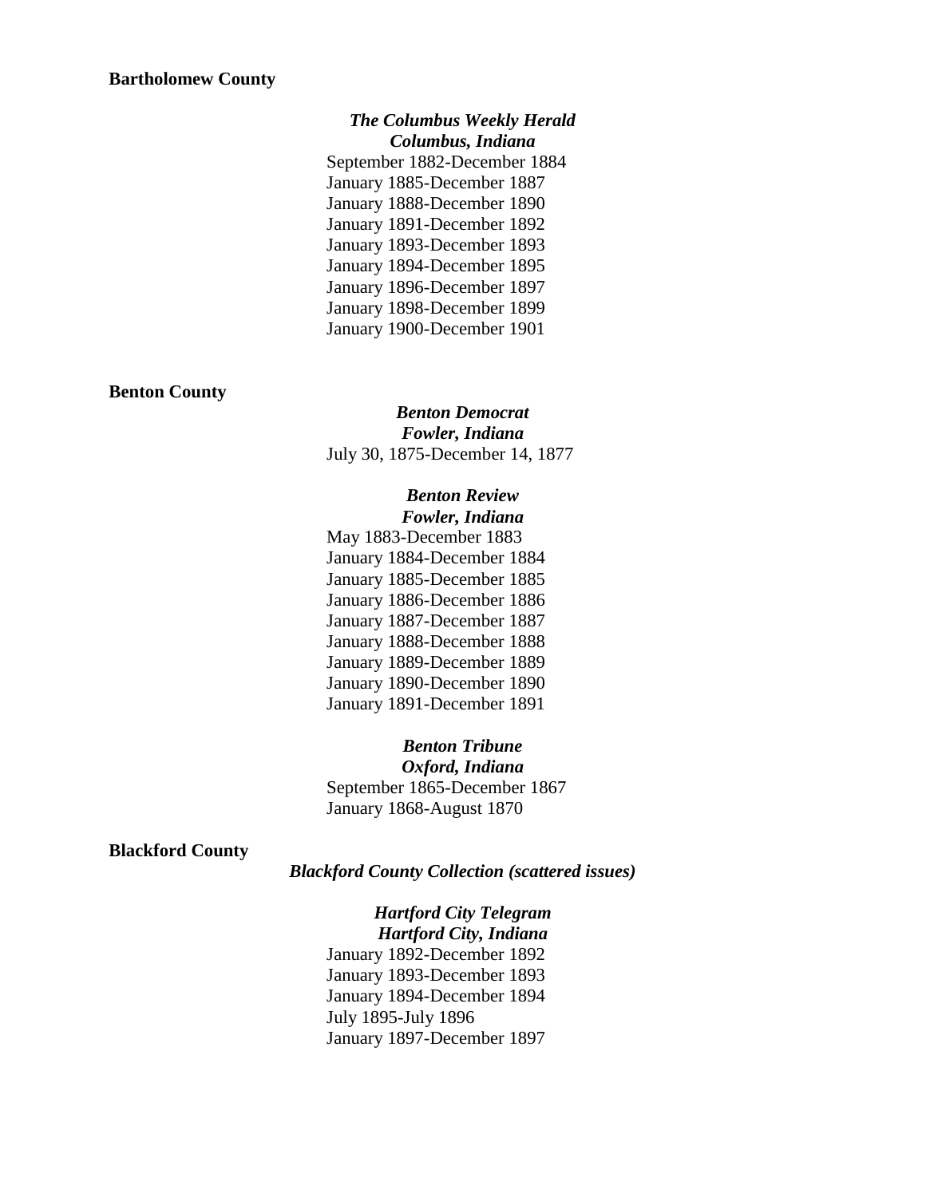**Bartholomew County**

***The Columbus Weekly Herald***
***Columbus, Indiana***

September 1882-December 1884
January 1885-December 1887
January 1888-December 1890
January 1891-December 1892
January 1893-December 1893
January 1894-December 1895
January 1896-December 1897
January 1898-December 1899
January 1900-December 1901

**Benton County**

***Benton Democrat***
***Fowler, Indiana***

July 30, 1875-December 14, 1877

***Benton Review***
***Fowler, Indiana***

May 1883-December 1883
January 1884-December 1884
January 1885-December 1885
January 1886-December 1886
January 1887-December 1887
January 1888-December 1888
January 1889-December 1889
January 1890-December 1890
January 1891-December 1891

***Benton Tribune***
***Oxford, Indiana***

September 1865-December 1867
January 1868-August 1870

**Blackford County**

***Blackford County Collection (scattered issues)***

***Hartford City Telegram***
***Hartford City, Indiana***

January 1892-December 1892
January 1893-December 1893
January 1894-December 1894
July 1895-July 1896
January 1897-December 1897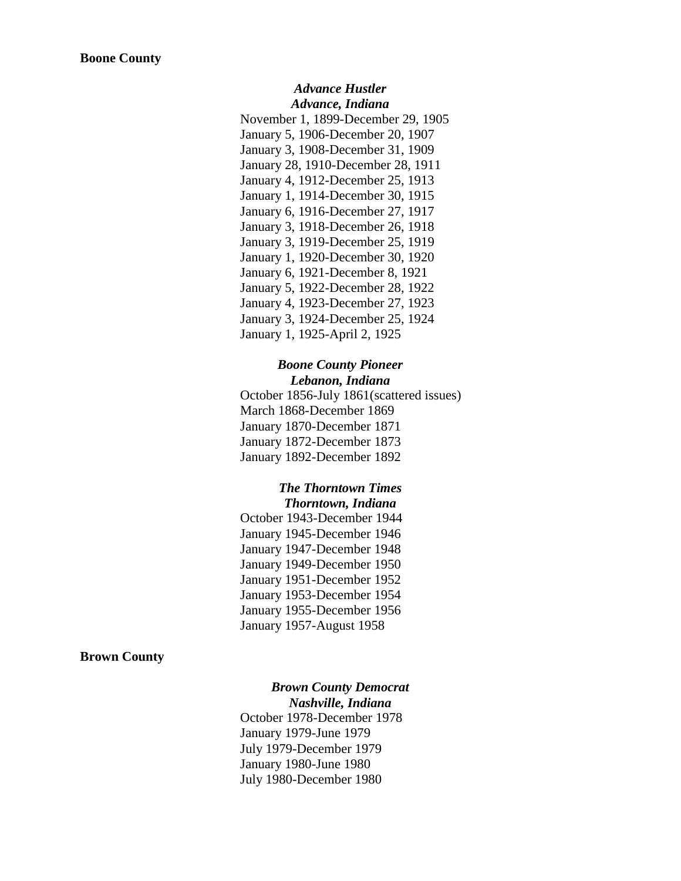**Boone County**

***Advance Hustler***
***Advance, Indiana***

November 1, 1899-December 29, 1905
January 5, 1906-December 20, 1907
January 3, 1908-December 31, 1909
January 28, 1910-December 28, 1911
January 4, 1912-December 25, 1913
January 1, 1914-December 30, 1915
January 6, 1916-December 27, 1917
January 3, 1918-December 26, 1918
January 3, 1919-December 25, 1919
January 1, 1920-December 30, 1920
January 6, 1921-December 8, 1921
January 5, 1922-December 28, 1922
January 4, 1923-December 27, 1923
January 3, 1924-December 25, 1924
January 1, 1925-April 2, 1925

***Boone County Pioneer***
***Lebanon, Indiana***

October 1856-July 1861(scattered issues)
March 1868-December 1869
January 1870-December 1871
January 1872-December 1873
January 1892-December 1892

***The Thorntown Times***
***Thorntown, Indiana***

October 1943-December 1944
January 1945-December 1946
January 1947-December 1948
January 1949-December 1950
January 1951-December 1952
January 1953-December 1954
January 1955-December 1956
January 1957-August 1958

**Brown County**

***Brown County Democrat***
***Nashville, Indiana***

October 1978-December 1978
January 1979-June 1979
July 1979-December 1979
January 1980-June 1980
July 1980-December 1980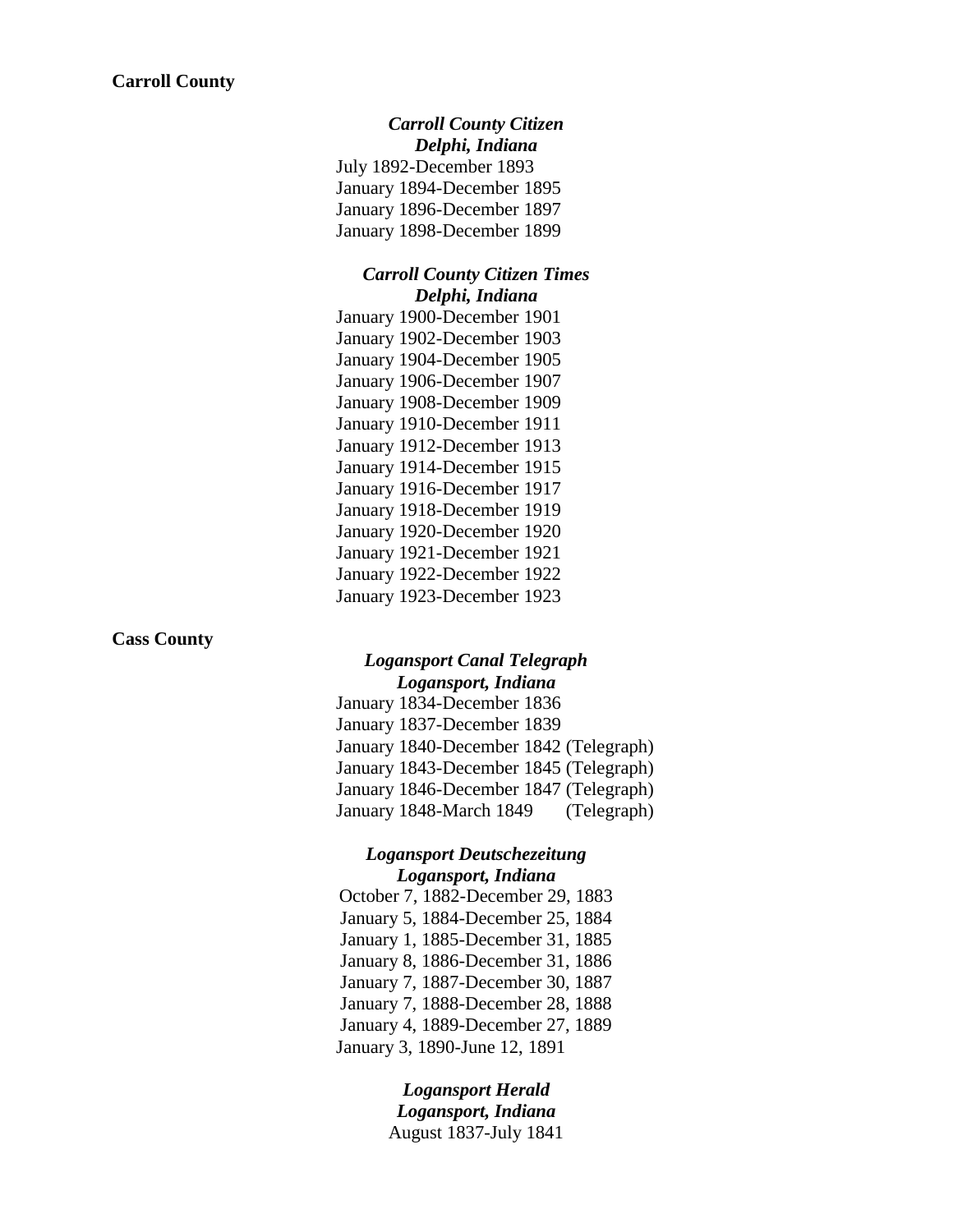**Carroll County**

***Carroll County Citizen***
***Delphi, Indiana***

July 1892-December 1893
January 1894-December 1895
January 1896-December 1897
January 1898-December 1899

***Carroll County Citizen Times***
***Delphi, Indiana***

January 1900-December 1901
January 1902-December 1903
January 1904-December 1905
January 1906-December 1907
January 1908-December 1909
January 1910-December 1911
January 1912-December 1913
January 1914-December 1915
January 1916-December 1917
January 1918-December 1919
January 1920-December 1920
January 1921-December 1921
January 1922-December 1922
January 1923-December 1923

**Cass County**

***Logansport Canal Telegraph***
***Logansport, Indiana***

January 1834-December 1836
January 1837-December 1839
January 1840-December 1842 (Telegraph)
January 1843-December 1845 (Telegraph)
January 1846-December 1847 (Telegraph)
January 1848-March 1849 (Telegraph)

***Logansport Deutschezeitung***
***Logansport, Indiana***

October 7, 1882-December 29, 1883
January 5, 1884-December 25, 1884
January 1, 1885-December 31, 1885
January 8, 1886-December 31, 1886
January 7, 1887-December 30, 1887
January 7, 1888-December 28, 1888
January 4, 1889-December 27, 1889
January 3, 1890-June 12, 1891

***Logansport Herald***
***Logansport, Indiana***

August 1837-July 1841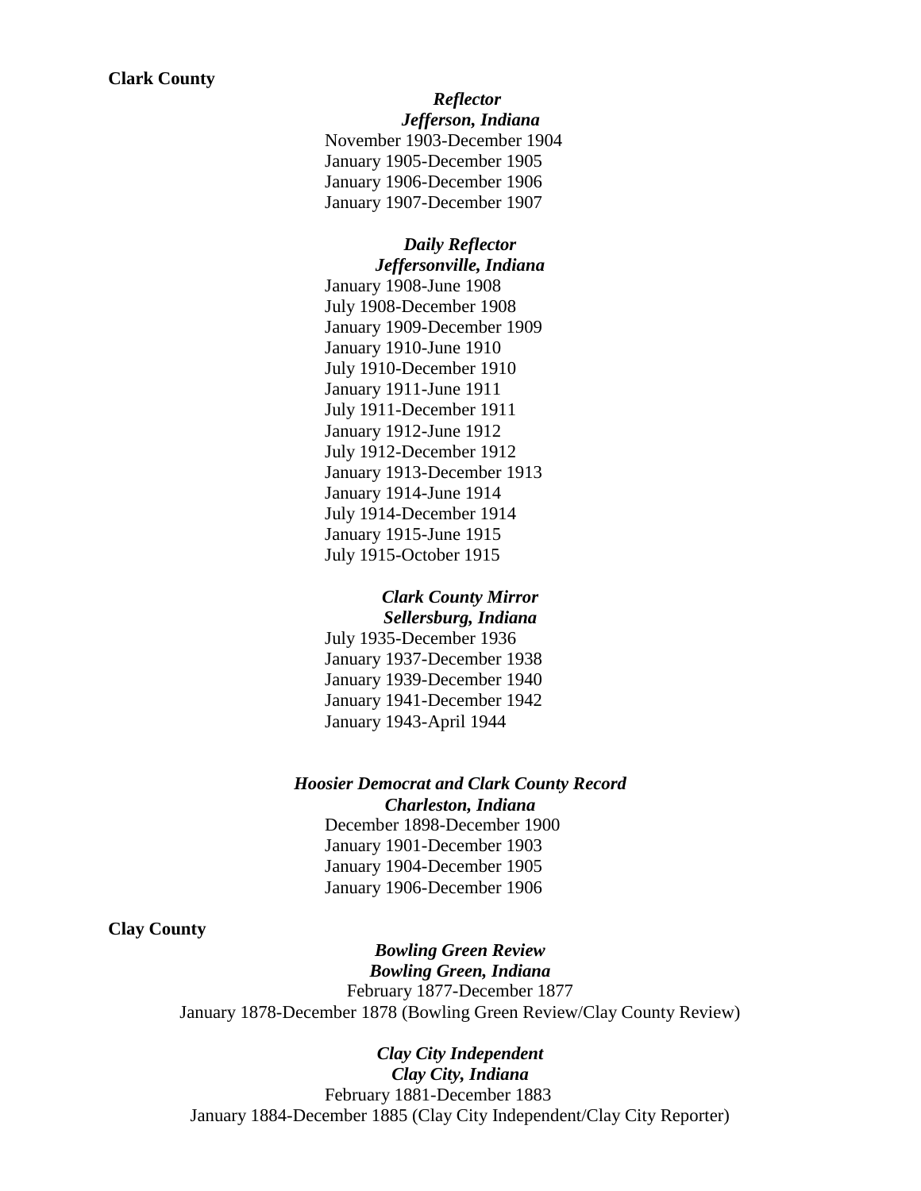**Clark County**

***Reflector***
***Jefferson, Indiana***

November 1903-December 1904
January 1905-December 1905
January 1906-December 1906
January 1907-December 1907

***Daily Reflector***
***Jeffersonville, Indiana***

January 1908-June 1908
July 1908-December 1908
January 1909-December 1909
January 1910-June 1910
July 1910-December 1910
January 1911-June 1911
July 1911-December 1911
January 1912-June 1912
July 1912-December 1912
January 1913-December 1913
January 1914-June 1914
July 1914-December 1914
January 1915-June 1915
July 1915-October 1915

***Clark County Mirror***
***Sellersburg, Indiana***

July 1935-December 1936
January 1937-December 1938
January 1939-December 1940
January 1941-December 1942
January 1943-April 1944

***Hoosier Democrat and Clark County Record***
***Charleston, Indiana***

December 1898-December 1900
January 1901-December 1903
January 1904-December 1905
January 1906-December 1906

**Clay County**

***Bowling Green Review***
***Bowling Green, Indiana***

February 1877-December 1877
January 1878-December 1878 (Bowling Green Review/Clay County Review)

***Clay City Independent***
***Clay City, Indiana***

February 1881-December 1883
January 1884-December 1885 (Clay City Independent/Clay City Reporter)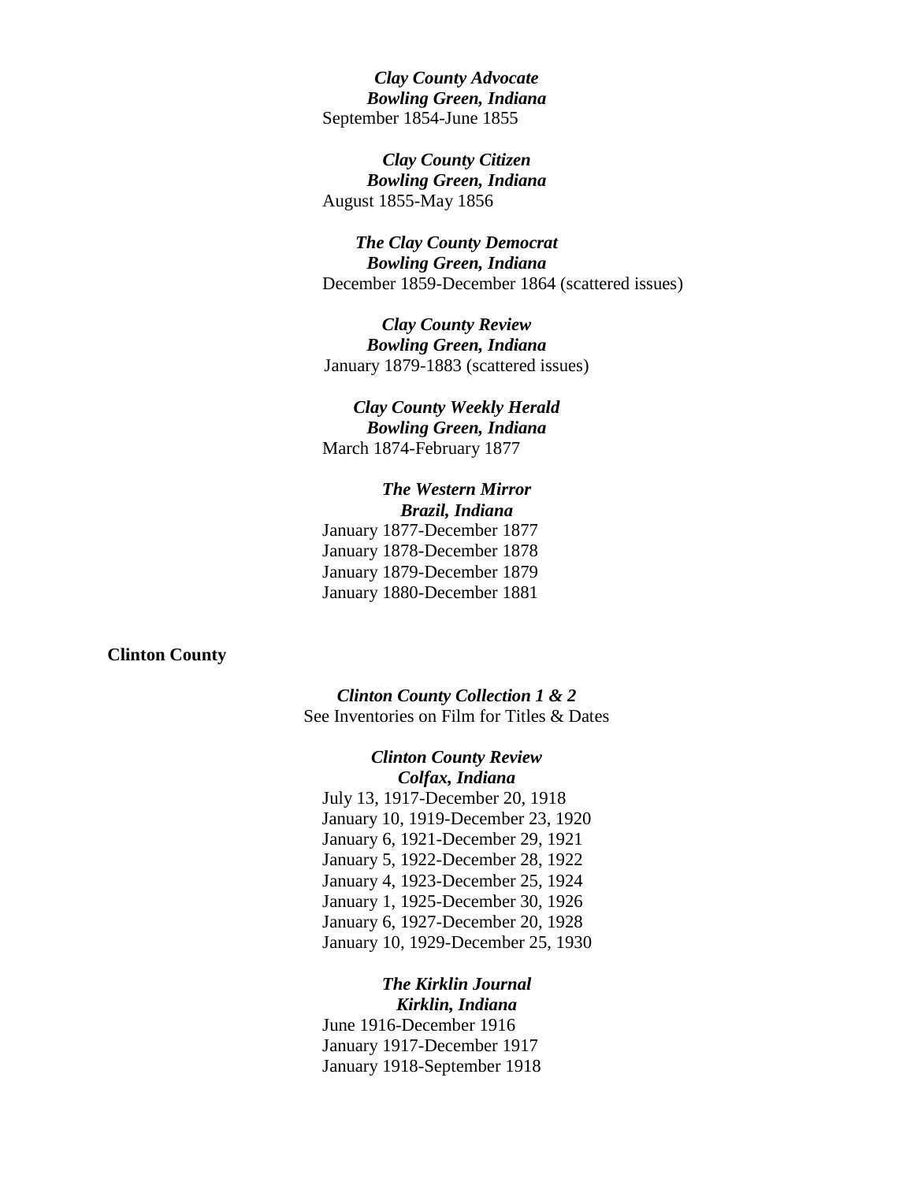***Clay County Advocate***
***Bowling Green, Indiana***
September 1854-June 1855

***Clay County Citizen***
***Bowling Green, Indiana***
August 1855-May 1856

***The Clay County Democrat***
***Bowling Green, Indiana***
December 1859-December 1864 (scattered issues)

***Clay County Review***
***Bowling Green, Indiana***
January 1879-1883 (scattered issues)

***Clay County Weekly Herald***
***Bowling Green, Indiana***
March 1874-February 1877

***The Western Mirror***
***Brazil, Indiana***
January 1877-December 1877
January 1878-December 1878
January 1879-December 1879
January 1880-December 1881

**Clinton County**

***Clinton County Collection 1 & 2***
See Inventories on Film for Titles & Dates

***Clinton County Review***
***Colfax, Indiana***
July 13, 1917-December 20, 1918
January 10, 1919-December 23, 1920
January 6, 1921-December 29, 1921
January 5, 1922-December 28, 1922
January 4, 1923-December 25, 1924
January 1, 1925-December 30, 1926
January 6, 1927-December 20, 1928
January 10, 1929-December 25, 1930

***The Kirklin Journal***
***Kirklin, Indiana***
June 1916-December 1916
January 1917-December 1917
January 1918-September 1918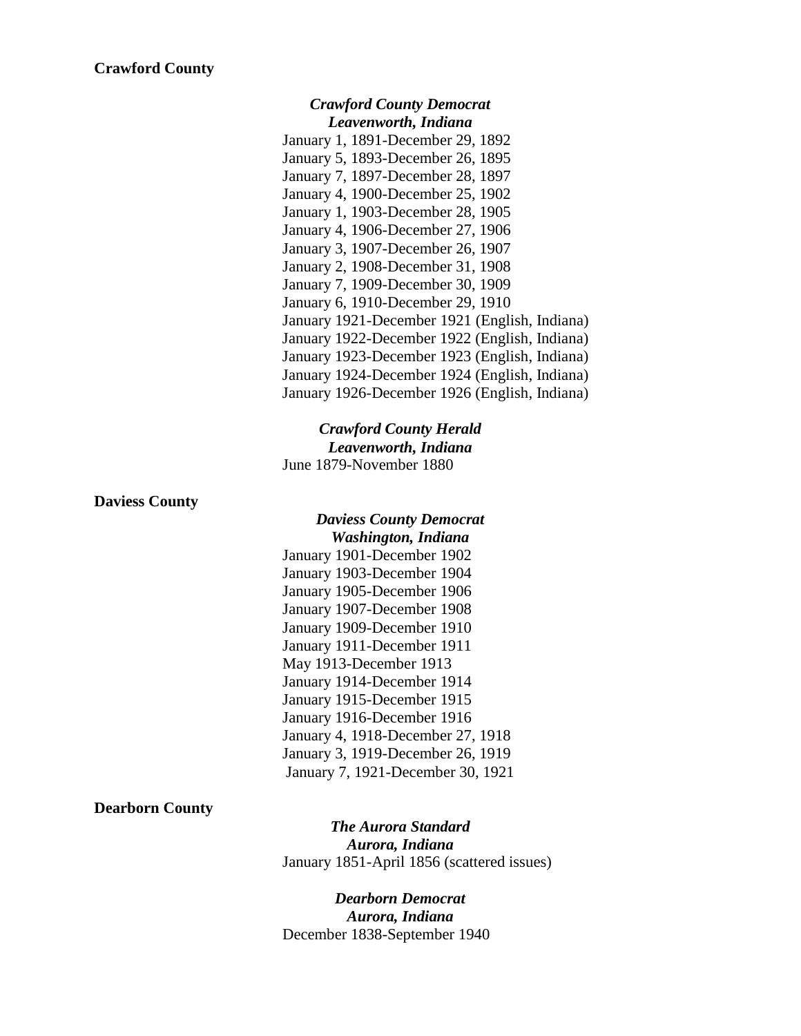**Crawford County**

***Crawford County Democrat***
***Leavenworth, Indiana***

January 1, 1891-December 29, 1892
January 5, 1893-December 26, 1895
January 7, 1897-December 28, 1897
January 4, 1900-December 25, 1902
January 1, 1903-December 28, 1905
January 4, 1906-December 27, 1906
January 3, 1907-December 26, 1907
January 2, 1908-December 31, 1908
January 7, 1909-December 30, 1909
January 6, 1910-December 29, 1910
January 1921-December 1921 (English, Indiana)
January 1922-December 1922 (English, Indiana)
January 1923-December 1923 (English, Indiana)
January 1924-December 1924 (English, Indiana)
January 1926-December 1926 (English, Indiana)

***Crawford County Herald***
***Leavenworth, Indiana***

June 1879-November 1880

**Daviess County**

***Daviess County Democrat***
***Washington, Indiana***

January 1901-December 1902
January 1903-December 1904
January 1905-December 1906
January 1907-December 1908
January 1909-December 1910
January 1911-December 1911
May 1913-December 1913
January 1914-December 1914
January 1915-December 1915
January 1916-December 1916
January 4, 1918-December 27, 1918
January 3, 1919-December 26, 1919
January 7, 1921-December 30, 1921

**Dearborn County**

***The Aurora Standard***
***Aurora, Indiana***

January 1851-April 1856 (scattered issues)

***Dearborn Democrat***
***Aurora, Indiana***

December 1838-September 1940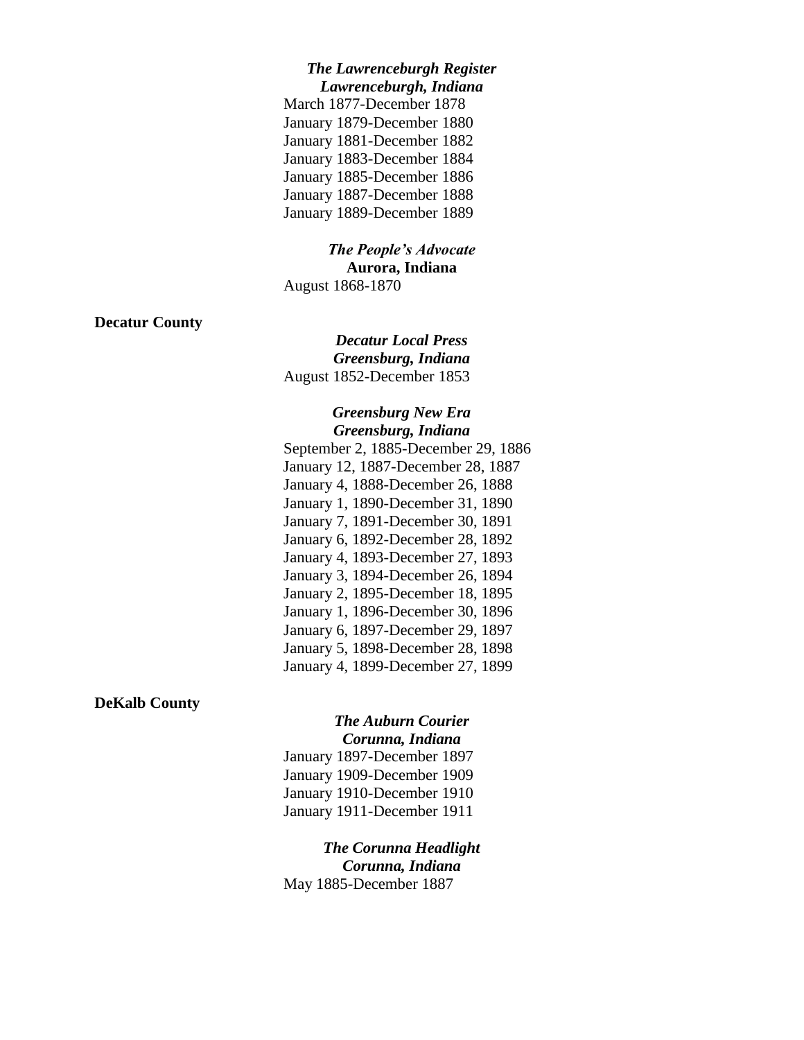***The Lawrenceburgh Register***
***Lawrenceburgh, Indiana***

March 1877-December 1878
January 1879-December 1880
January 1881-December 1882
January 1883-December 1884
January 1885-December 1886
January 1887-December 1888
January 1889-December 1889

***The People's Advocate***
**Aurora, Indiana**

August 1868-1870

**Decatur County**

***Decatur Local Press***
***Greensburg, Indiana***

August 1852-December 1853

***Greensburg New Era***
***Greensburg, Indiana***

September 2, 1885-December 29, 1886
January 12, 1887-December 28, 1887
January 4, 1888-December 26, 1888
January 1, 1890-December 31, 1890
January 7, 1891-December 30, 1891
January 6, 1892-December 28, 1892
January 4, 1893-December 27, 1893
January 3, 1894-December 26, 1894
January 2, 1895-December 18, 1895
January 1, 1896-December 30, 1896
January 6, 1897-December 29, 1897
January 5, 1898-December 28, 1898
January 4, 1899-December 27, 1899

**DeKalb County**

***The Auburn Courier***
***Corunna, Indiana***

January 1897-December 1897
January 1909-December 1909
January 1910-December 1910
January 1911-December 1911

***The Corunna Headlight***
***Corunna, Indiana***

May 1885-December 1887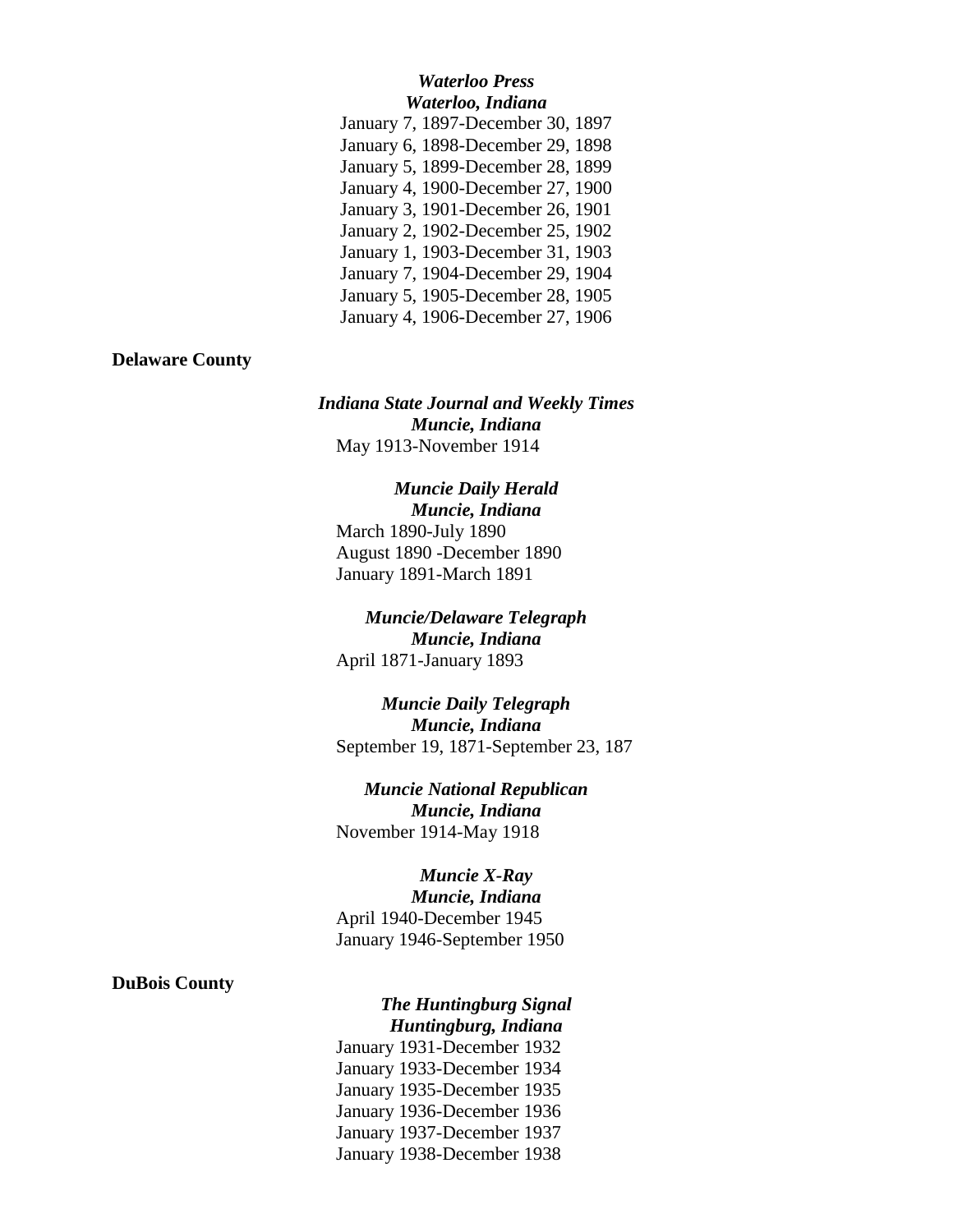***Waterloo Press***
***Waterloo, Indiana***

January 7, 1897-December 30, 1897
January 6, 1898-December 29, 1898
January 5, 1899-December 28, 1899
January 4, 1900-December 27, 1900
January 3, 1901-December 26, 1901
January 2, 1902-December 25, 1902
January 1, 1903-December 31, 1903
January 7, 1904-December 29, 1904
January 5, 1905-December 28, 1905
January 4, 1906-December 27, 1906

**Delaware County**

***Indiana State Journal and Weekly Times***
***Muncie, Indiana***

May 1913-November 1914

***Muncie Daily Herald***
***Muncie, Indiana***

March 1890-July 1890
August 1890 -December 1890
January 1891-March 1891

***Muncie/Delaware Telegraph***
***Muncie, Indiana***

April 1871-January 1893

***Muncie Daily Telegraph***
***Muncie, Indiana***

September 19, 1871-September 23, 187

***Muncie National Republican***
***Muncie, Indiana***

November 1914-May 1918

***Muncie X-Ray***
***Muncie, Indiana***

April 1940-December 1945
January 1946-September 1950

**DuBois County**

***The Huntingburg Signal***
***Huntingburg, Indiana***

January 1931-December 1932
January 1933-December 1934
January 1935-December 1935
January 1936-December 1936
January 1937-December 1937
January 1938-December 1938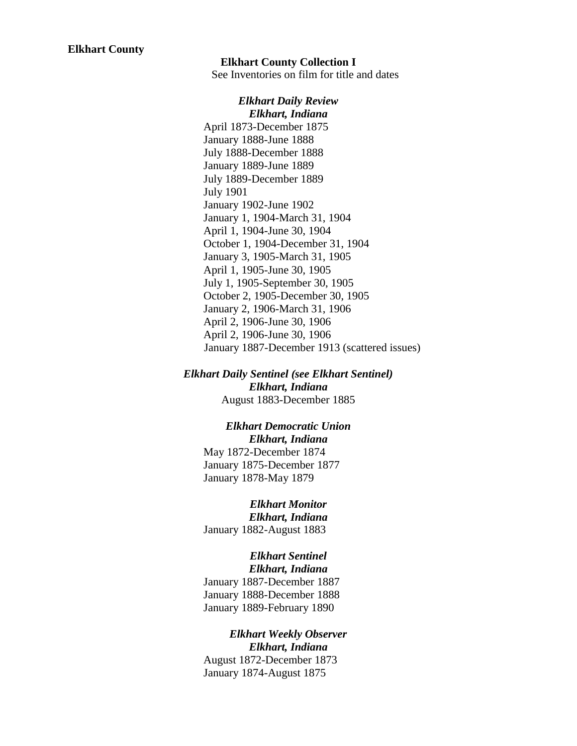**Elkhart County**

**Elkhart County Collection I**

See Inventories on film for title and dates

***Elkhart Daily Review***
***Elkhart, Indiana***

April 1873-December 1875
January 1888-June 1888
July 1888-December 1888
January 1889-June 1889
July 1889-December 1889
July 1901
January 1902-June 1902
January 1, 1904-March 31, 1904
April 1, 1904-June 30, 1904
October 1, 1904-December 31, 1904
January 3, 1905-March 31, 1905
April 1, 1905-June 30, 1905
July 1, 1905-September 30, 1905
October 2, 1905-December 30, 1905
January 2, 1906-March 31, 1906
April 2, 1906-June 30, 1906
April 2, 1906-June 30, 1906
January 1887-December 1913 (scattered issues)

***Elkhart Daily Sentinel (see Elkhart Sentinel)***
***Elkhart, Indiana***

August 1883-December 1885

***Elkhart Democratic Union***
***Elkhart, Indiana***

May 1872-December 1874
January 1875-December 1877
January 1878-May 1879

***Elkhart Monitor***
***Elkhart, Indiana***

January 1882-August 1883

***Elkhart Sentinel***
***Elkhart, Indiana***

January 1887-December 1887
January 1888-December 1888
January 1889-February 1890

***Elkhart Weekly Observer***
***Elkhart, Indiana***

August 1872-December 1873
January 1874-August 1875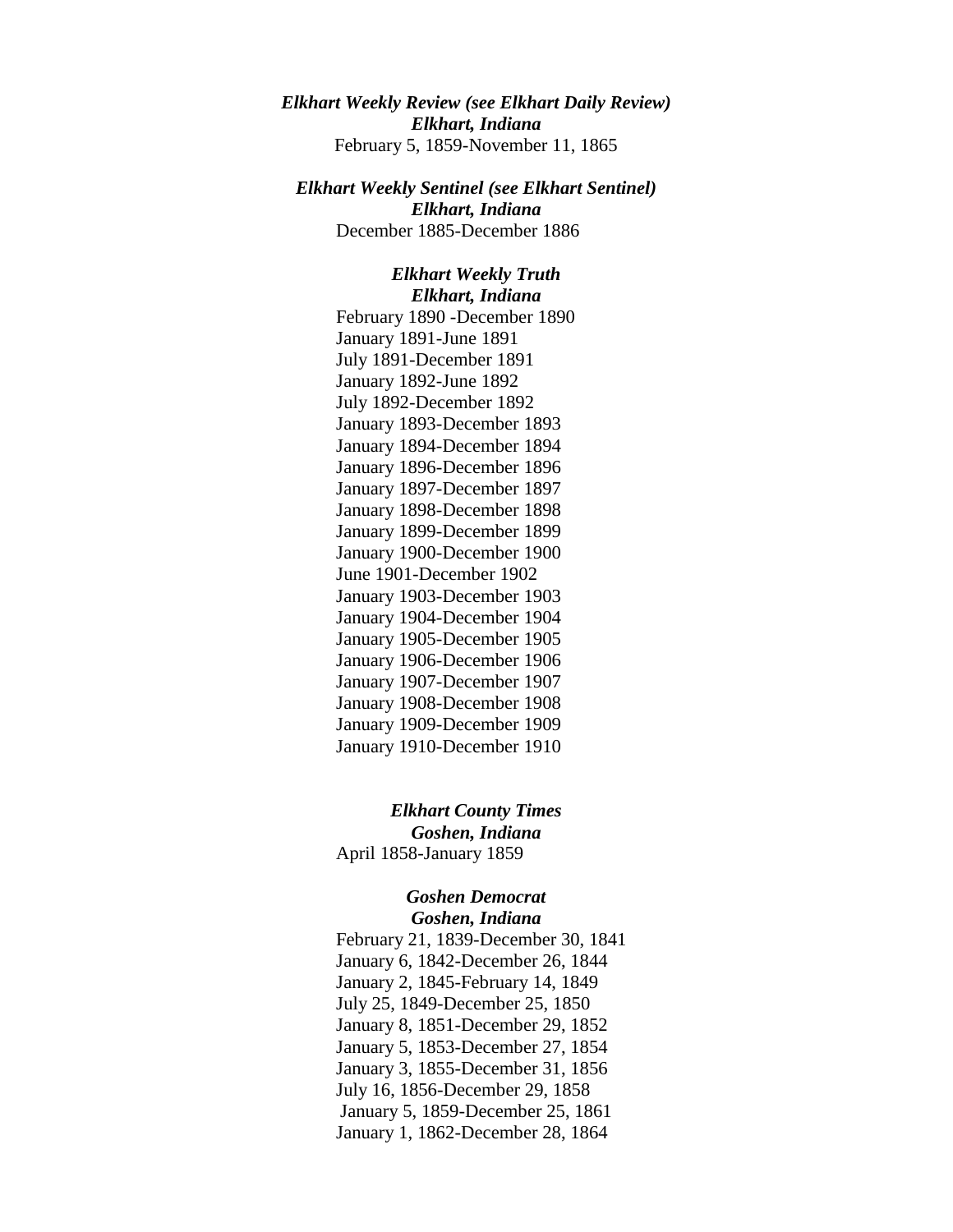***Elkhart Weekly Review (see Elkhart Daily Review)***
***Elkhart, Indiana***
February 5, 1859-November 11, 1865

***Elkhart Weekly Sentinel (see Elkhart Sentinel)***
***Elkhart, Indiana***
December 1885-December 1886

***Elkhart Weekly Truth***
***Elkhart, Indiana***
February 1890 -December 1890
January 1891-June 1891
July 1891-December 1891
January 1892-June 1892
July 1892-December 1892
January 1893-December 1893
January 1894-December 1894
January 1896-December 1896
January 1897-December 1897
January 1898-December 1898
January 1899-December 1899
January 1900-December 1900
June 1901-December 1902
January 1903-December 1903
January 1904-December 1904
January 1905-December 1905
January 1906-December 1906
January 1907-December 1907
January 1908-December 1908
January 1909-December 1909
January 1910-December 1910

***Elkhart County Times***
***Goshen, Indiana***
April 1858-January 1859

***Goshen Democrat***
***Goshen, Indiana***
February 21, 1839-December 30, 1841
January 6, 1842-December 26, 1844
January 2, 1845-February 14, 1849
July 25, 1849-December 25, 1850
January 8, 1851-December 29, 1852
January 5, 1853-December 27, 1854
January 3, 1855-December 31, 1856
July 16, 1856-December 29, 1858
January 5, 1859-December 25, 1861
January 1, 1862-December 28, 1864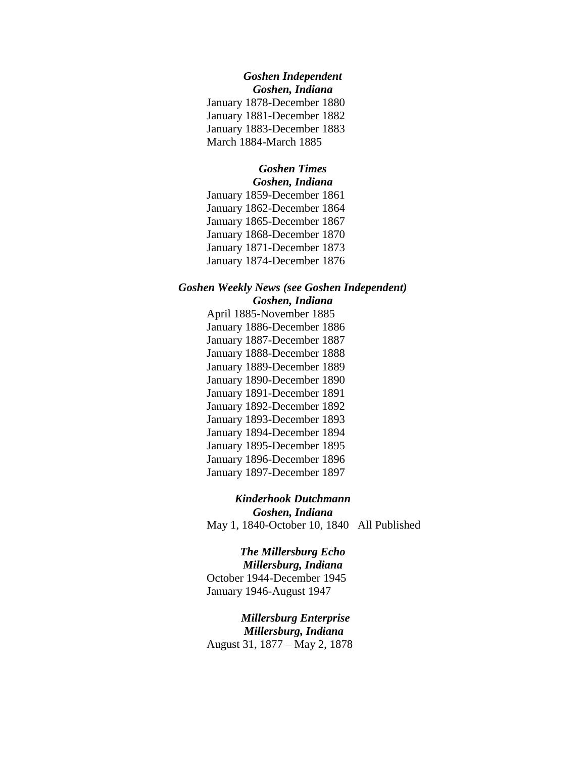***Goshen Independent***
***Goshen, Indiana***

January 1878-December 1880
January 1881-December 1882
January 1883-December 1883
March 1884-March 1885

***Goshen Times***
***Goshen, Indiana***

January 1859-December 1861
January 1862-December 1864
January 1865-December 1867
January 1868-December 1870
January 1871-December 1873
January 1874-December 1876

***Goshen Weekly News (see Goshen Independent)***
***Goshen, Indiana***

April 1885-November 1885
January 1886-December 1886
January 1887-December 1887
January 1888-December 1888
January 1889-December 1889
January 1890-December 1890
January 1891-December 1891
January 1892-December 1892
January 1893-December 1893
January 1894-December 1894
January 1895-December 1895
January 1896-December 1896
January 1897-December 1897

***Kinderhook Dutchmann***
***Goshen, Indiana***

May 1, 1840-October 10, 1840 All Published

***The Millersburg Echo***
***Millersburg, Indiana***

October 1944-December 1945
January 1946-August 1947

***Millersburg Enterprise***
***Millersburg, Indiana***

August 31, 1877 – May 2, 1878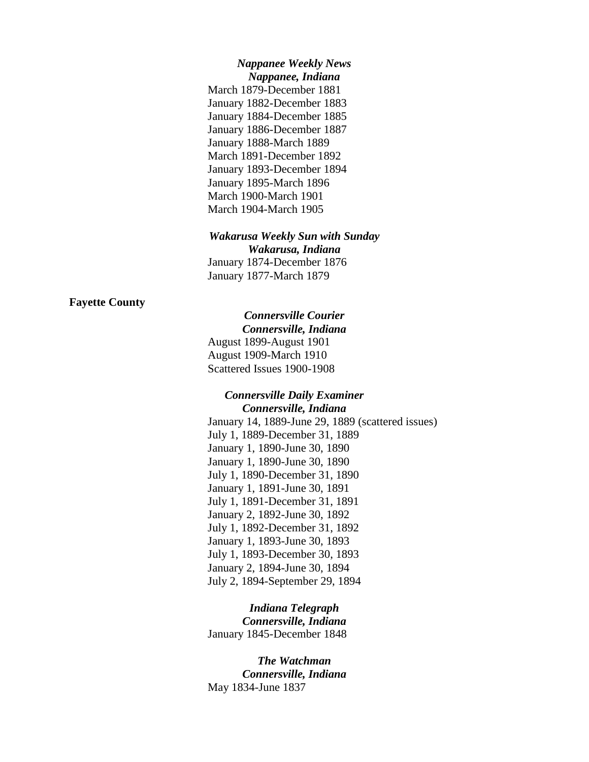***Nappanee Weekly News***
***Nappanee, Indiana***

March 1879-December 1881
January 1882-December 1883
January 1884-December 1885
January 1886-December 1887
January 1888-March 1889
March 1891-December 1892
January 1893-December 1894
January 1895-March 1896
March 1900-March 1901
March 1904-March 1905

***Wakarusa Weekly Sun with Sunday***
***Wakarusa, Indiana***

January 1874-December 1876
January 1877-March 1879

**Fayette County**

***Connersville Courier***
***Connersville, Indiana***

August 1899-August 1901
August 1909-March 1910
Scattered Issues 1900-1908

***Connersville Daily Examiner***
***Connersville, Indiana***

January 14, 1889-June 29, 1889 (scattered issues)
July 1, 1889-December 31, 1889
January 1, 1890-June 30, 1890
January 1, 1890-June 30, 1890
July 1, 1890-December 31, 1890
January 1, 1891-June 30, 1891
July 1, 1891-December 31, 1891
January 2, 1892-June 30, 1892
July 1, 1892-December 31, 1892
January 1, 1893-June 30, 1893
July 1, 1893-December 30, 1893
January 2, 1894-June 30, 1894
July 2, 1894-September 29, 1894

***Indiana Telegraph***
***Connersville, Indiana***

January 1845-December 1848

***The Watchman***
***Connersville, Indiana***

May 1834-June 1837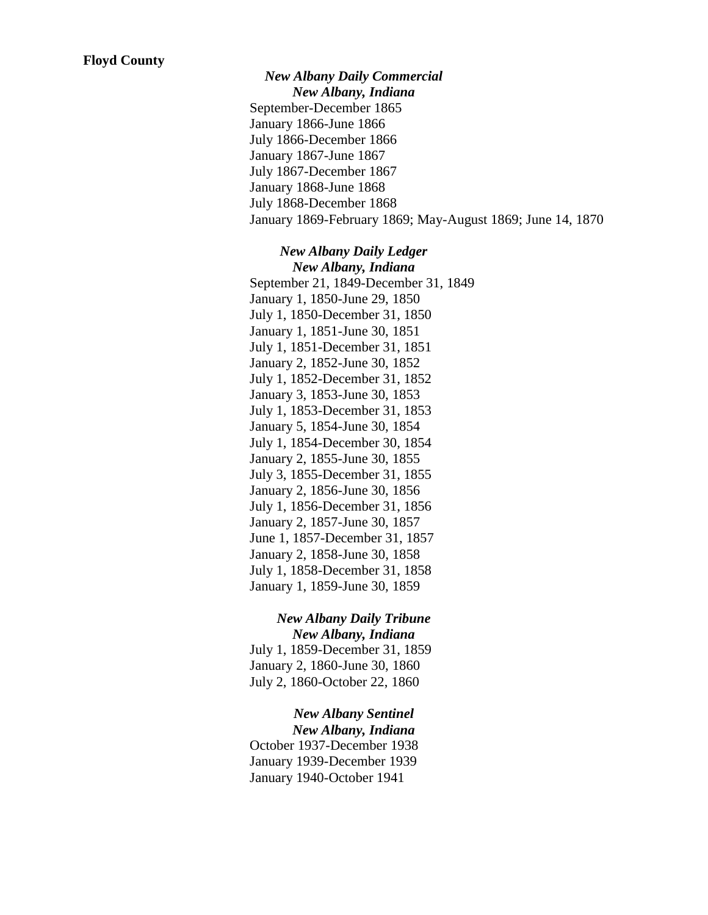**Floyd County**

***New Albany Daily Commercial***
***New Albany, Indiana***

September-December 1865
January 1866-June 1866
July 1866-December 1866
January 1867-June 1867
July 1867-December 1867
January 1868-June 1868
July 1868-December 1868
January 1869-February 1869; May-August 1869; June 14, 1870

***New Albany Daily Ledger***
***New Albany, Indiana***

September 21, 1849-December 31, 1849
January 1, 1850-June 29, 1850
July 1, 1850-December 31, 1850
January 1, 1851-June 30, 1851
July 1, 1851-December 31, 1851
January 2, 1852-June 30, 1852
July 1, 1852-December 31, 1852
January 3, 1853-June 30, 1853
July 1, 1853-December 31, 1853
January 5, 1854-June 30, 1854
July 1, 1854-December 30, 1854
January 2, 1855-June 30, 1855
July 3, 1855-December 31, 1855
January 2, 1856-June 30, 1856
July 1, 1856-December 31, 1856
January 2, 1857-June 30, 1857
June 1, 1857-December 31, 1857
January 2, 1858-June 30, 1858
July 1, 1858-December 31, 1858
January 1, 1859-June 30, 1859

***New Albany Daily Tribune***
***New Albany, Indiana***

July 1, 1859-December 31, 1859
January 2, 1860-June 30, 1860
July 2, 1860-October 22, 1860

***New Albany Sentinel***
***New Albany, Indiana***

October 1937-December 1938
January 1939-December 1939
January 1940-October 1941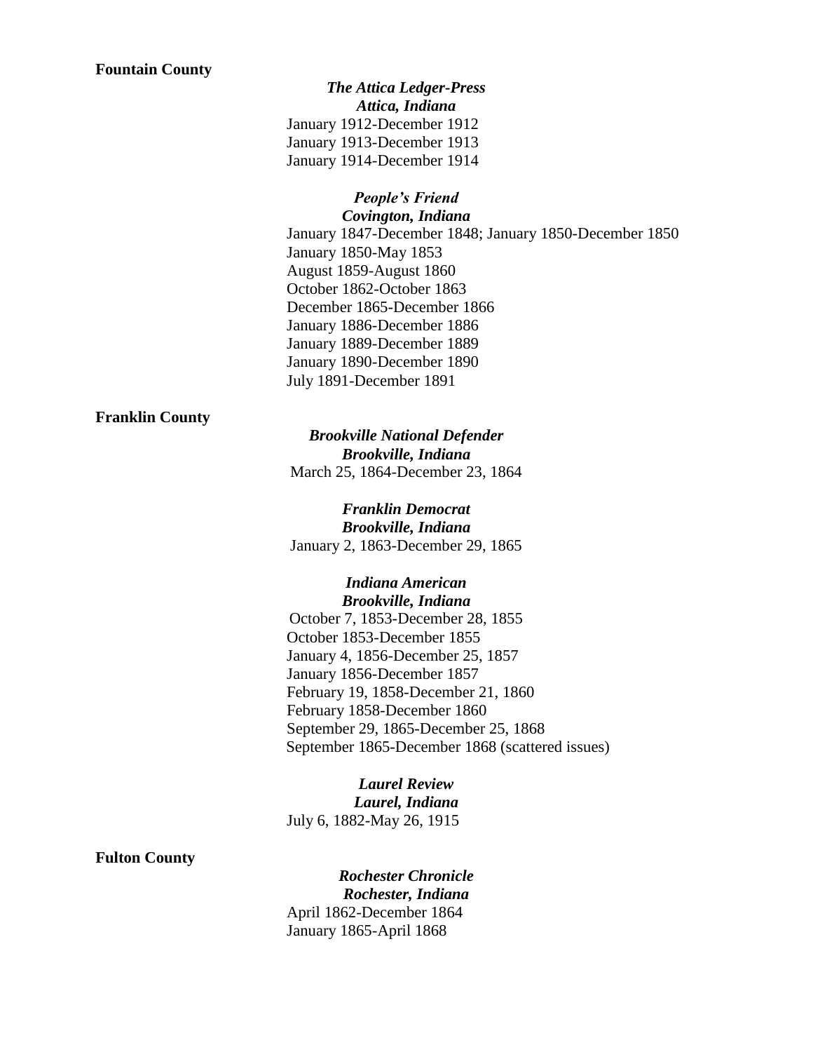**Fountain County**

***The Attica Ledger-Press***
***Attica, Indiana***

January 1912-December 1912
January 1913-December 1913
January 1914-December 1914

***People's Friend***
***Covington, Indiana***

January 1847-December 1848; January 1850-December 1850
January 1850-May 1853
August 1859-August 1860
October 1862-October 1863
December 1865-December 1866
January 1886-December 1886
January 1889-December 1889
January 1890-December 1890
July 1891-December 1891

**Franklin County**

***Brookville National Defender***
***Brookville, Indiana***

March 25, 1864-December 23, 1864

***Franklin Democrat***
***Brookville, Indiana***

January 2, 1863-December 29, 1865

***Indiana American***
***Brookville, Indiana***

October 7, 1853-December 28, 1855
October 1853-December 1855
January 4, 1856-December 25, 1857
January 1856-December 1857
February 19, 1858-December 21, 1860
February 1858-December 1860
September 29, 1865-December 25, 1868
September 1865-December 1868 (scattered issues)

***Laurel Review***
***Laurel, Indiana***

July 6, 1882-May 26, 1915

**Fulton County**

***Rochester Chronicle***
***Rochester, Indiana***

April 1862-December 1864
January 1865-April 1868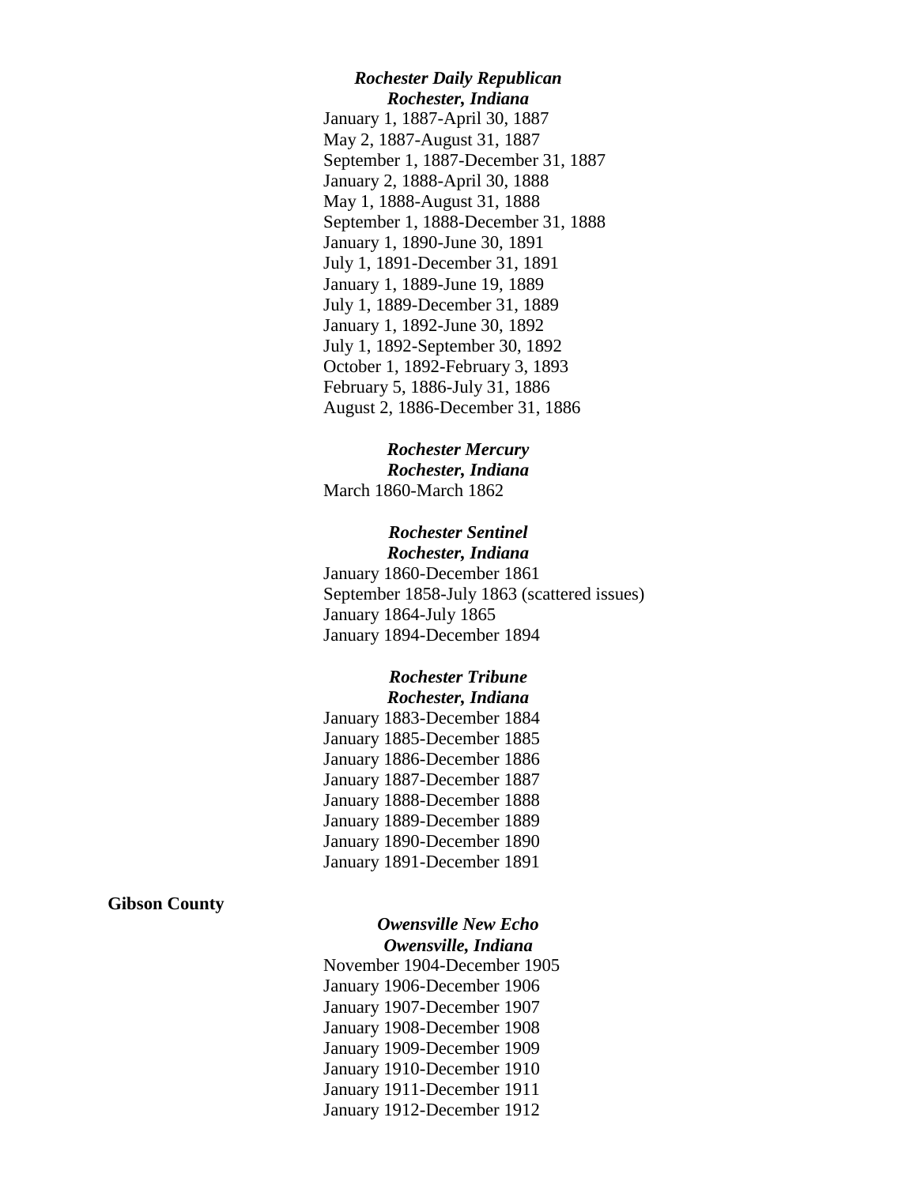***Rochester Daily Republican***
***Rochester, Indiana***

January 1, 1887-April 30, 1887
May 2, 1887-August 31, 1887
September 1, 1887-December 31, 1887
January 2, 1888-April 30, 1888
May 1, 1888-August 31, 1888
September 1, 1888-December 31, 1888
January 1, 1890-June 30, 1891
July 1, 1891-December 31, 1891
January 1, 1889-June 19, 1889
July 1, 1889-December 31, 1889
January 1, 1892-June 30, 1892
July 1, 1892-September 30, 1892
October 1, 1892-February 3, 1893
February 5, 1886-July 31, 1886
August 2, 1886-December 31, 1886

***Rochester Mercury***
***Rochester, Indiana***

March 1860-March 1862

***Rochester Sentinel***
***Rochester, Indiana***

January 1860-December 1861
September 1858-July 1863 (scattered issues)
January 1864-July 1865
January 1894-December 1894

***Rochester Tribune***
***Rochester, Indiana***

January 1883-December 1884
January 1885-December 1885
January 1886-December 1886
January 1887-December 1887
January 1888-December 1888
January 1889-December 1889
January 1890-December 1890
January 1891-December 1891

**Gibson County**

***Owensville New Echo***
***Owensville, Indiana***

November 1904-December 1905
January 1906-December 1906
January 1907-December 1907
January 1908-December 1908
January 1909-December 1909
January 1910-December 1910
January 1911-December 1911
January 1912-December 1912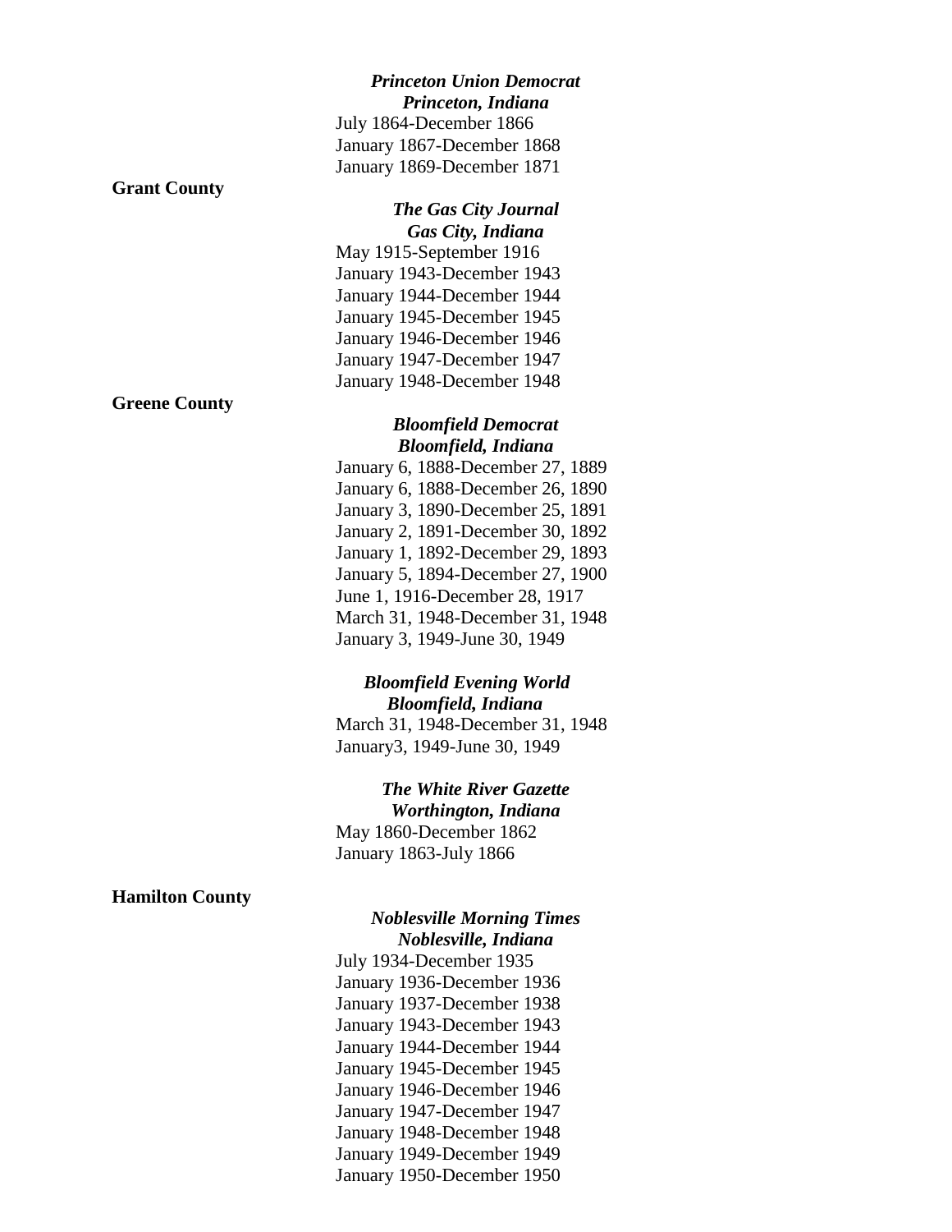***Princeton Union Democrat***
***Princeton, Indiana***

July 1864-December 1866
January 1867-December 1868
January 1869-December 1871

**Grant County**

***The Gas City Journal***
***Gas City, Indiana***

May 1915-September 1916
January 1943-December 1943
January 1944-December 1944
January 1945-December 1945
January 1946-December 1946
January 1947-December 1947
January 1948-December 1948

**Greene County**

***Bloomfield Democrat***
***Bloomfield, Indiana***

January 6, 1888-December 27, 1889
January 6, 1888-December 26, 1890
January 3, 1890-December 25, 1891
January 2, 1891-December 30, 1892
January 1, 1892-December 29, 1893
January 5, 1894-December 27, 1900
June 1, 1916-December 28, 1917
March 31, 1948-December 31, 1948
January 3, 1949-June 30, 1949

***Bloomfield Evening World***
***Bloomfield, Indiana***

March 31, 1948-December 31, 1948
January3, 1949-June 30, 1949

***The White River Gazette***
***Worthington, Indiana***

May 1860-December 1862
January 1863-July 1866

**Hamilton County**

***Noblesville Morning Times***
***Noblesville, Indiana***

July 1934-December 1935
January 1936-December 1936
January 1937-December 1938
January 1943-December 1943
January 1944-December 1944
January 1945-December 1945
January 1946-December 1946
January 1947-December 1947
January 1948-December 1948
January 1949-December 1949
January 1950-December 1950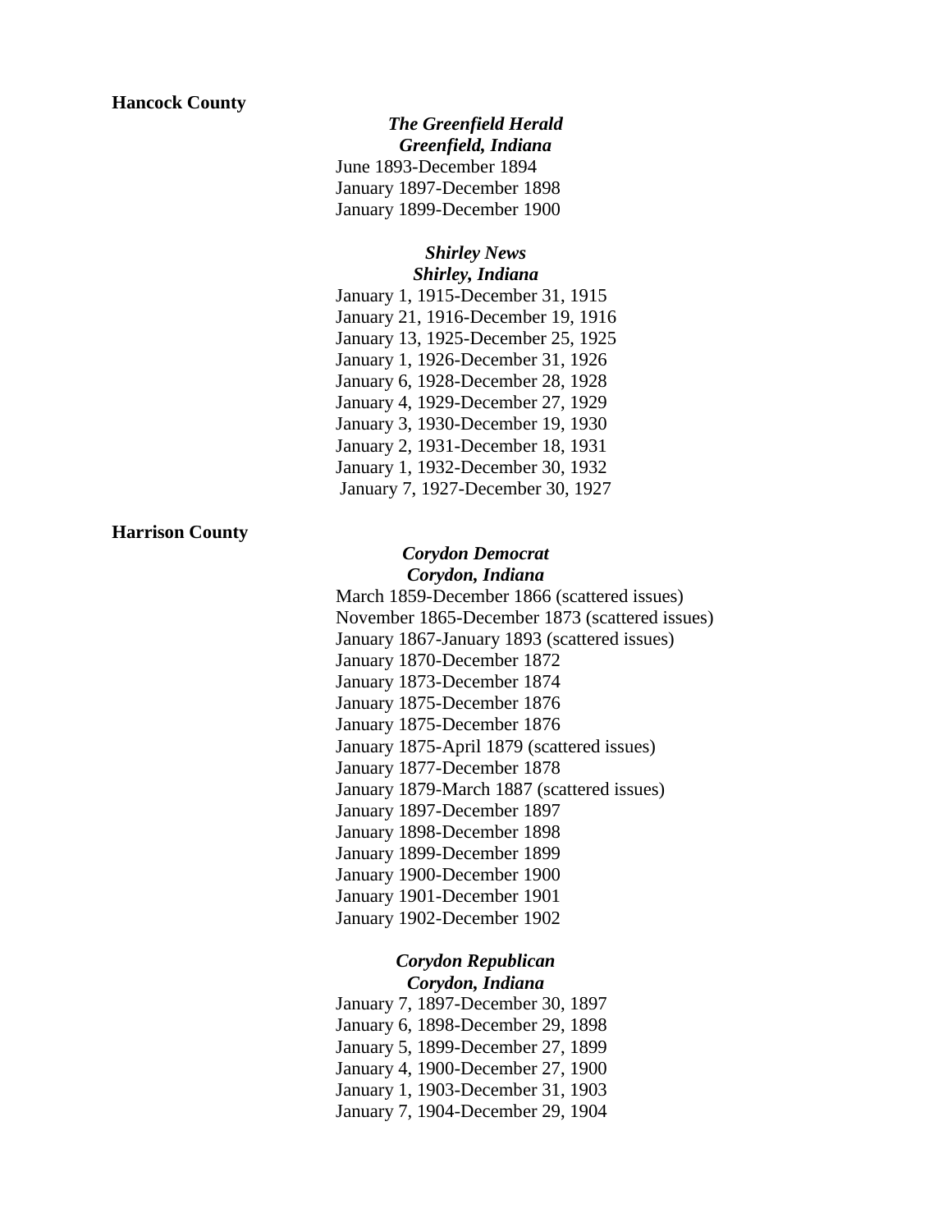**Hancock County**

***The Greenfield Herald***
***Greenfield, Indiana***

June 1893-December 1894
January 1897-December 1898
January 1899-December 1900

***Shirley News***
***Shirley, Indiana***

January 1, 1915-December 31, 1915
January 21, 1916-December 19, 1916
January 13, 1925-December 25, 1925
January 1, 1926-December 31, 1926
January 6, 1928-December 28, 1928
January 4, 1929-December 27, 1929
January 3, 1930-December 19, 1930
January 2, 1931-December 18, 1931
January 1, 1932-December 30, 1932
January 7, 1927-December 30, 1927

**Harrison County**

***Corydon Democrat***
***Corydon, Indiana***

March 1859-December 1866 (scattered issues)
November 1865-December 1873 (scattered issues)
January 1867-January 1893 (scattered issues)
January 1870-December 1872
January 1873-December 1874
January 1875-December 1876
January 1875-December 1876
January 1875-April 1879 (scattered issues)
January 1877-December 1878
January 1879-March 1887 (scattered issues)
January 1897-December 1897
January 1898-December 1898
January 1899-December 1899
January 1900-December 1900
January 1901-December 1901
January 1902-December 1902

***Corydon Republican***
***Corydon, Indiana***

January 7, 1897-December 30, 1897
January 6, 1898-December 29, 1898
January 5, 1899-December 27, 1899
January 4, 1900-December 27, 1900
January 1, 1903-December 31, 1903
January 7, 1904-December 29, 1904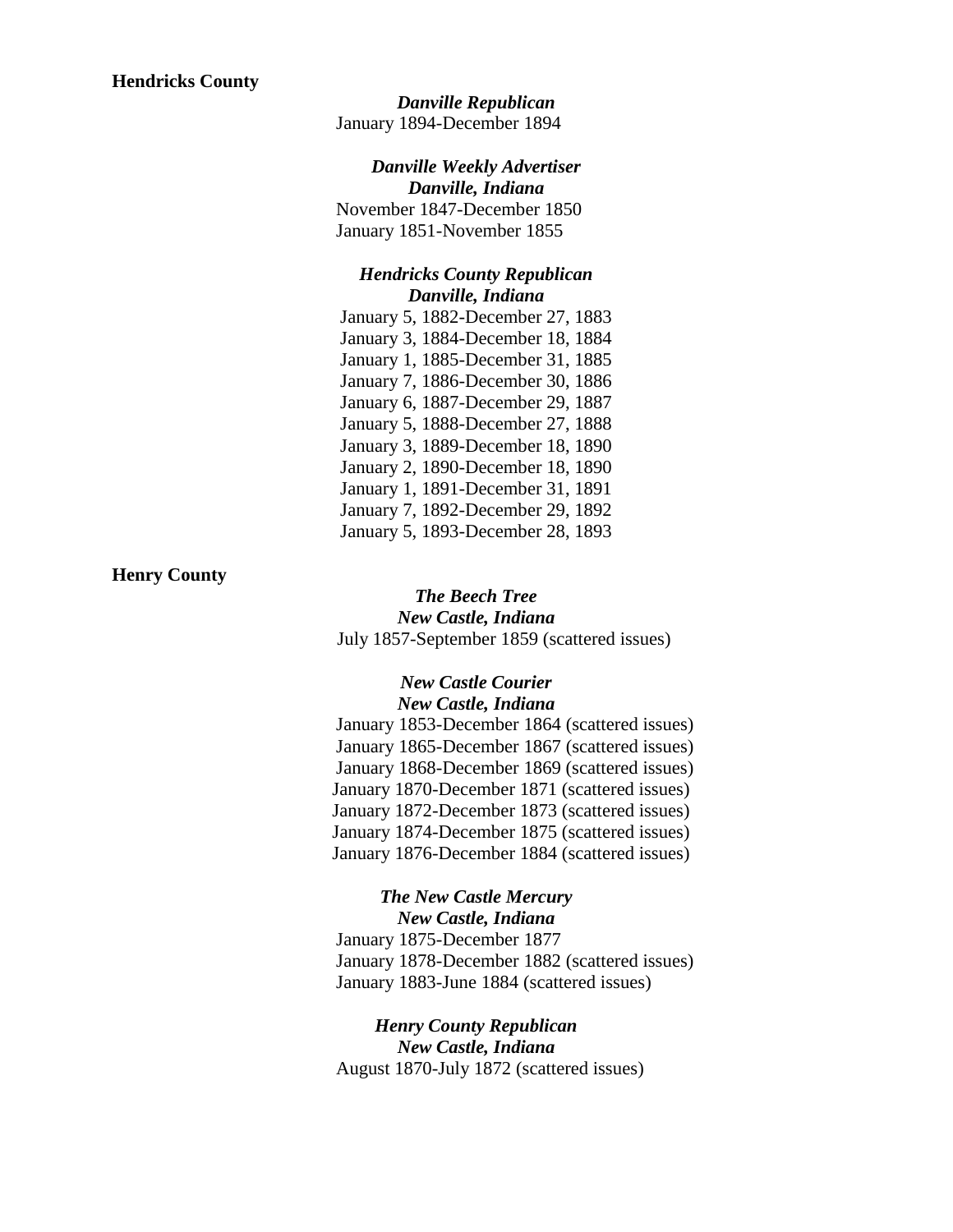**Hendricks County**

***Danville Republican***

January 1894-December 1894

***Danville Weekly Advertiser***
***Danville, Indiana***

November 1847-December 1850
January 1851-November 1855

***Hendricks County Republican***
***Danville, Indiana***

January 5, 1882-December 27, 1883
January 3, 1884-December 18, 1884
January 1, 1885-December 31, 1885
January 7, 1886-December 30, 1886
January 6, 1887-December 29, 1887
January 5, 1888-December 27, 1888
January 3, 1889-December 18, 1890
January 2, 1890-December 18, 1890
January 1, 1891-December 31, 1891
January 7, 1892-December 29, 1892
January 5, 1893-December 28, 1893

**Henry County**

***The Beech Tree***
***New Castle, Indiana***

July 1857-September 1859 (scattered issues)

***New Castle Courier***
***New Castle, Indiana***

January 1853-December 1864 (scattered issues)
January 1865-December 1867 (scattered issues)
January 1868-December 1869 (scattered issues)
January 1870-December 1871 (scattered issues)
January 1872-December 1873 (scattered issues)
January 1874-December 1875 (scattered issues)
January 1876-December 1884 (scattered issues)

***The New Castle Mercury***
***New Castle, Indiana***

January 1875-December 1877
January 1878-December 1882 (scattered issues)
January 1883-June 1884 (scattered issues)

***Henry County Republican***
***New Castle, Indiana***

August 1870-July 1872 (scattered issues)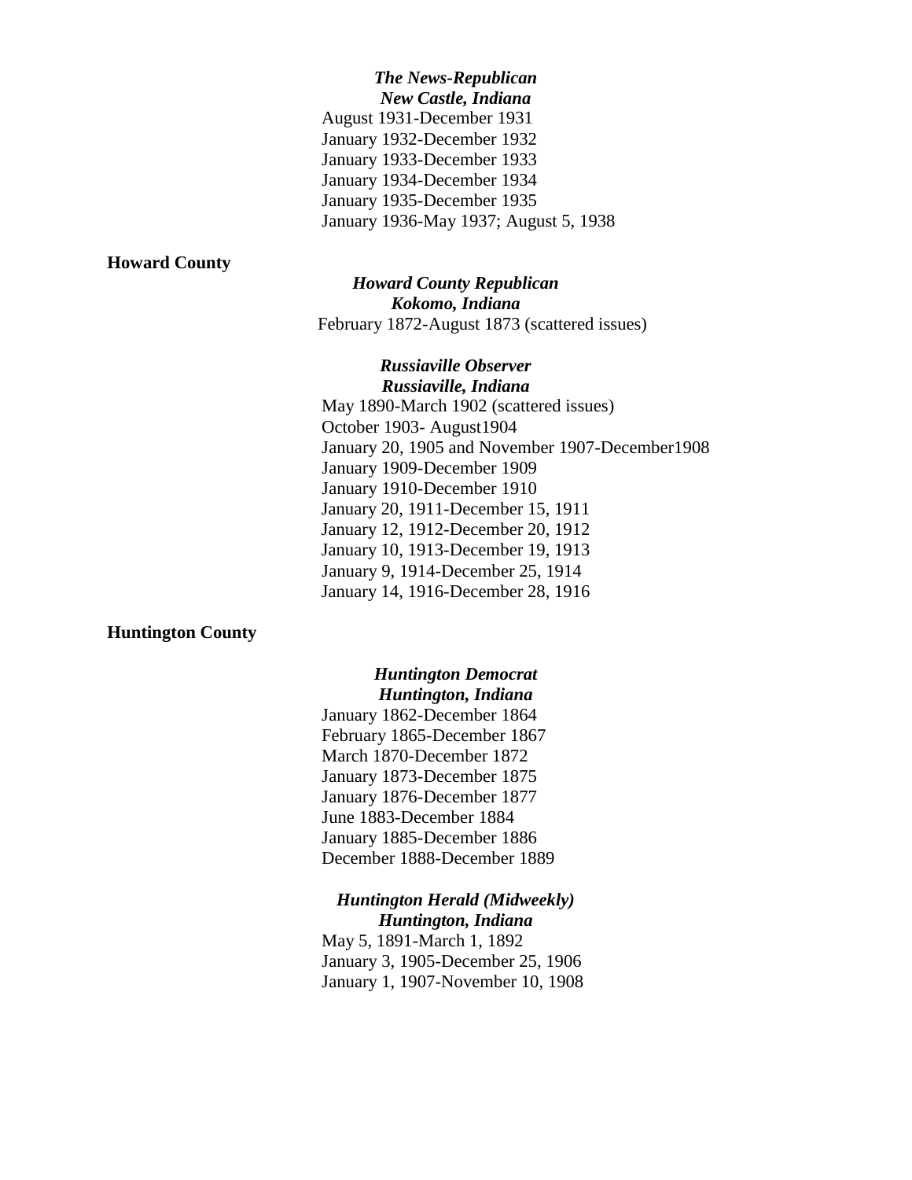***The News-Republican***
***New Castle, Indiana***

August 1931-December 1931
January 1932-December 1932
January 1933-December 1933
January 1934-December 1934
January 1935-December 1935
January 1936-May 1937; August 5, 1938

**Howard County**

***Howard County Republican***
***Kokomo, Indiana***

February 1872-August 1873 (scattered issues)

***Russiaville Observer***
***Russiaville, Indiana***

May 1890-March 1902 (scattered issues)
October 1903- August1904
January 20, 1905 and November 1907-December1908
January 1909-December 1909
January 1910-December 1910
January 20, 1911-December 15, 1911
January 12, 1912-December 20, 1912
January 10, 1913-December 19, 1913
January 9, 1914-December 25, 1914
January 14, 1916-December 28, 1916

**Huntington County**

***Huntington Democrat***
***Huntington, Indiana***

January 1862-December 1864
February 1865-December 1867
March 1870-December 1872
January 1873-December 1875
January 1876-December 1877
June 1883-December 1884
January 1885-December 1886
December 1888-December 1889

***Huntington Herald (Midweekly)***
***Huntington, Indiana***

May 5, 1891-March 1, 1892
January 3, 1905-December 25, 1906
January 1, 1907-November 10, 1908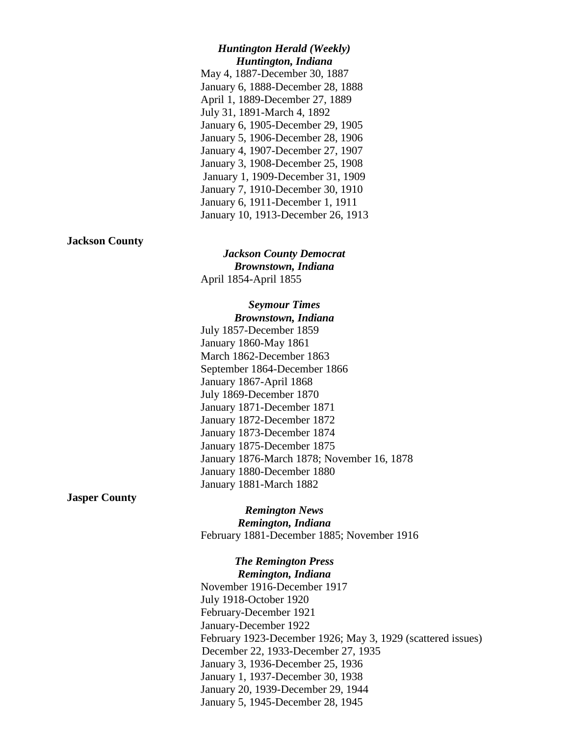***Huntington Herald (Weekly)***
***Huntington, Indiana***

May 4, 1887-December 30, 1887
January 6, 1888-December 28, 1888
April 1, 1889-December 27, 1889
July 31, 1891-March 4, 1892
January 6, 1905-December 29, 1905
January 5, 1906-December 28, 1906
January 4, 1907-December 27, 1907
January 3, 1908-December 25, 1908
January 1, 1909-December 31, 1909
January 7, 1910-December 30, 1910
January 6, 1911-December 1, 1911
January 10, 1913-December 26, 1913

**Jackson County**

***Jackson County Democrat***
***Brownstown, Indiana***

April 1854-April 1855

***Seymour Times***
***Brownstown, Indiana***

July 1857-December 1859
January 1860-May 1861
March 1862-December 1863
September 1864-December 1866
January 1867-April 1868
July 1869-December 1870
January 1871-December 1871
January 1872-December 1872
January 1873-December 1874
January 1875-December 1875
January 1876-March 1878; November 16, 1878
January 1880-December 1880
January 1881-March 1882

**Jasper County**

***Remington News***
***Remington, Indiana***

February 1881-December 1885; November 1916

***The Remington Press***
***Remington, Indiana***

November 1916-December 1917
July 1918-October 1920
February-December 1921
January-December 1922
February 1923-December 1926; May 3, 1929 (scattered issues)
December 22, 1933-December 27, 1935
January 3, 1936-December 25, 1936
January 1, 1937-December 30, 1938
January 20, 1939-December 29, 1944
January 5, 1945-December 28, 1945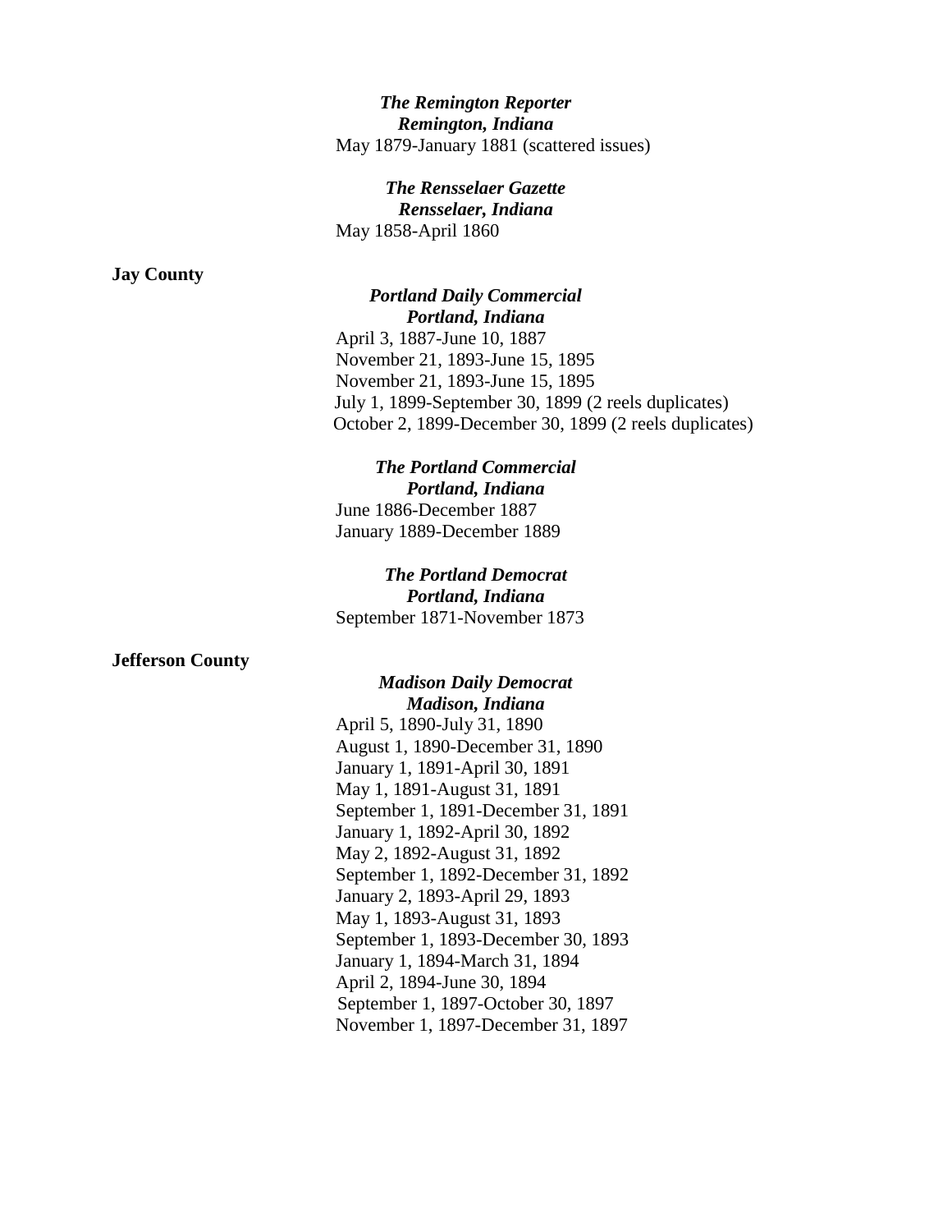***The Remington Reporter***
***Remington, Indiana***
May 1879-January 1881 (scattered issues)

***The Rensselaer Gazette***
***Rensselaer, Indiana***
May 1858-April 1860

**Jay County**

***Portland Daily Commercial***
***Portland, Indiana***
April 3, 1887-June 10, 1887
November 21, 1893-June 15, 1895
November 21, 1893-June 15, 1895
July 1, 1899-September 30, 1899 (2 reels duplicates)
October 2, 1899-December 30, 1899 (2 reels duplicates)

***The Portland Commercial***
***Portland, Indiana***
June 1886-December 1887
January 1889-December 1889

***The Portland Democrat***
***Portland, Indiana***
September 1871-November 1873

**Jefferson County**

***Madison Daily Democrat***
***Madison, Indiana***
April 5, 1890-July 31, 1890
August 1, 1890-December 31, 1890
January 1, 1891-April 30, 1891
May 1, 1891-August 31, 1891
September 1, 1891-December 31, 1891
January 1, 1892-April 30, 1892
May 2, 1892-August 31, 1892
September 1, 1892-December 31, 1892
January 2, 1893-April 29, 1893
May 1, 1893-August 31, 1893
September 1, 1893-December 30, 1893
January 1, 1894-March 31, 1894
April 2, 1894-June 30, 1894
September 1, 1897-October 30, 1897
November 1, 1897-December 31, 1897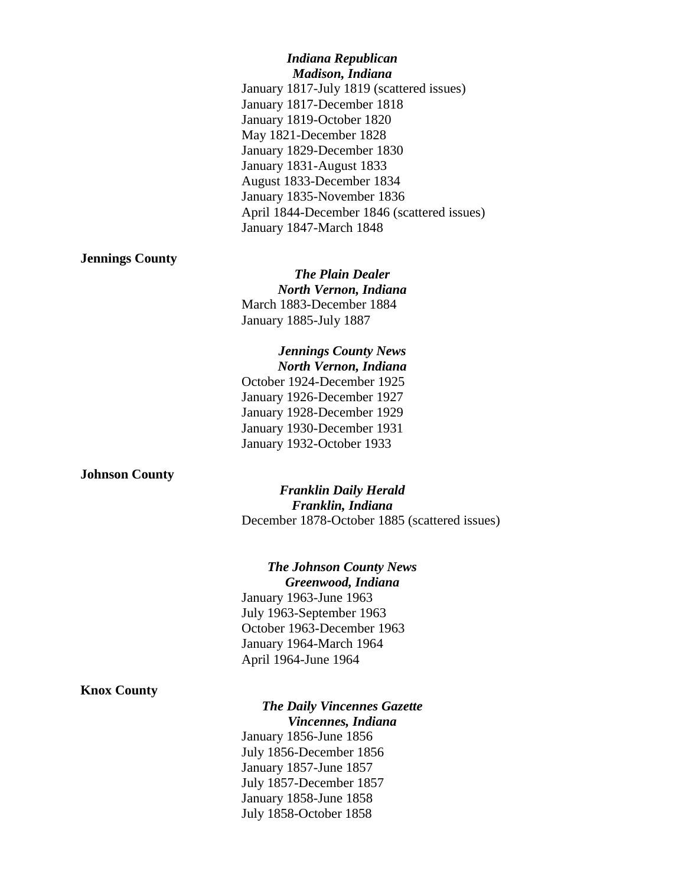***Indiana Republican***
***Madison, Indiana***

January 1817-July 1819 (scattered issues)
January 1817-December 1818
January 1819-October 1820
May 1821-December 1828
January 1829-December 1830
January 1831-August 1833
August 1833-December 1834
January 1835-November 1836
April 1844-December 1846 (scattered issues)
January 1847-March 1848

**Jennings County**

***The Plain Dealer***
***North Vernon, Indiana***

March 1883-December 1884
January 1885-July 1887

***Jennings County News***
***North Vernon, Indiana***

October 1924-December 1925
January 1926-December 1927
January 1928-December 1929
January 1930-December 1931
January 1932-October 1933

**Johnson County**

***Franklin Daily Herald***
***Franklin, Indiana***

December 1878-October 1885 (scattered issues)

***The Johnson County News***
***Greenwood, Indiana***

January 1963-June 1963
July 1963-September 1963
October 1963-December 1963
January 1964-March 1964
April 1964-June 1964

**Knox County**

***The Daily Vincennes Gazette***
***Vincennes, Indiana***

January 1856-June 1856
July 1856-December 1856
January 1857-June 1857
July 1857-December 1857
January 1858-June 1858
July 1858-October 1858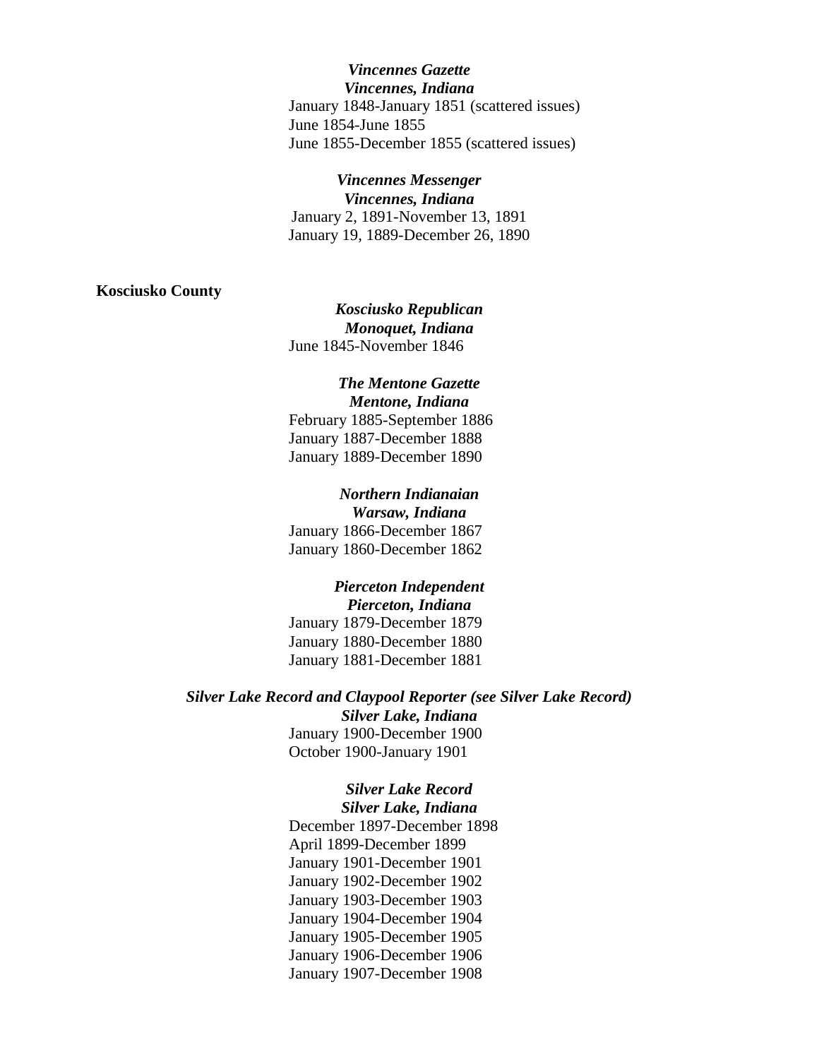***Vincennes Gazette***
***Vincennes, Indiana***

January 1848-January 1851 (scattered issues)
June 1854-June 1855
June 1855-December 1855 (scattered issues)

***Vincennes Messenger***
***Vincennes, Indiana***

January 2, 1891-November 13, 1891
January 19, 1889-December 26, 1890

**Kosciusko County**

***Kosciusko Republican***
***Monoquet, Indiana***

June 1845-November 1846

***The Mentone Gazette***
***Mentone, Indiana***

February 1885-September 1886
January 1887-December 1888
January 1889-December 1890

***Northern Indianaian***
***Warsaw, Indiana***

January 1866-December 1867
January 1860-December 1862

***Pierceton Independent***
***Pierceton, Indiana***

January 1879-December 1879
January 1880-December 1880
January 1881-December 1881

***Silver Lake Record and Claypool Reporter (see Silver Lake Record)***
***Silver Lake, Indiana***

January 1900-December 1900
October 1900-January 1901

***Silver Lake Record***
***Silver Lake, Indiana***

December 1897-December 1898
April 1899-December 1899
January 1901-December 1901
January 1902-December 1902
January 1903-December 1903
January 1904-December 1904
January 1905-December 1905
January 1906-December 1906
January 1907-December 1908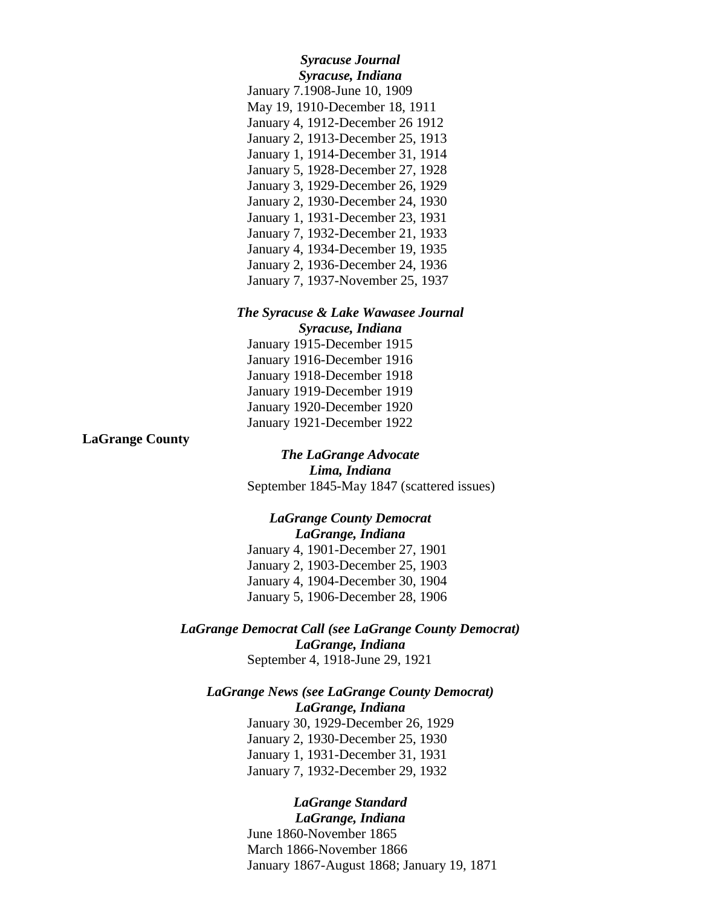***Syracuse Journal***
***Syracuse, Indiana***

January 7.1908-June 10, 1909
May 19, 1910-December 18, 1911
January 4, 1912-December 26 1912
January 2, 1913-December 25, 1913
January 1, 1914-December 31, 1914
January 5, 1928-December 27, 1928
January 3, 1929-December 26, 1929
January 2, 1930-December 24, 1930
January 1, 1931-December 23, 1931
January 7, 1932-December 21, 1933
January 4, 1934-December 19, 1935
January 2, 1936-December 24, 1936
January 7, 1937-November 25, 1937

***The Syracuse & Lake Wawasee Journal***
***Syracuse, Indiana***

January 1915-December 1915
January 1916-December 1916
January 1918-December 1918
January 1919-December 1919
January 1920-December 1920
January 1921-December 1922

**LaGrange County**

***The LaGrange Advocate***
***Lima, Indiana***

September 1845-May 1847 (scattered issues)

***LaGrange County Democrat***
***LaGrange, Indiana***

January 4, 1901-December 27, 1901
January 2, 1903-December 25, 1903
January 4, 1904-December 30, 1904
January 5, 1906-December 28, 1906

***LaGrange Democrat Call (see LaGrange County Democrat)***
***LaGrange, Indiana***

September 4, 1918-June 29, 1921

***LaGrange News (see LaGrange County Democrat)***
***LaGrange, Indiana***

January 30, 1929-December 26, 1929
January 2, 1930-December 25, 1930
January 1, 1931-December 31, 1931
January 7, 1932-December 29, 1932

***LaGrange Standard***
***LaGrange, Indiana***

June 1860-November 1865
March 1866-November 1866
January 1867-August 1868; January 19, 1871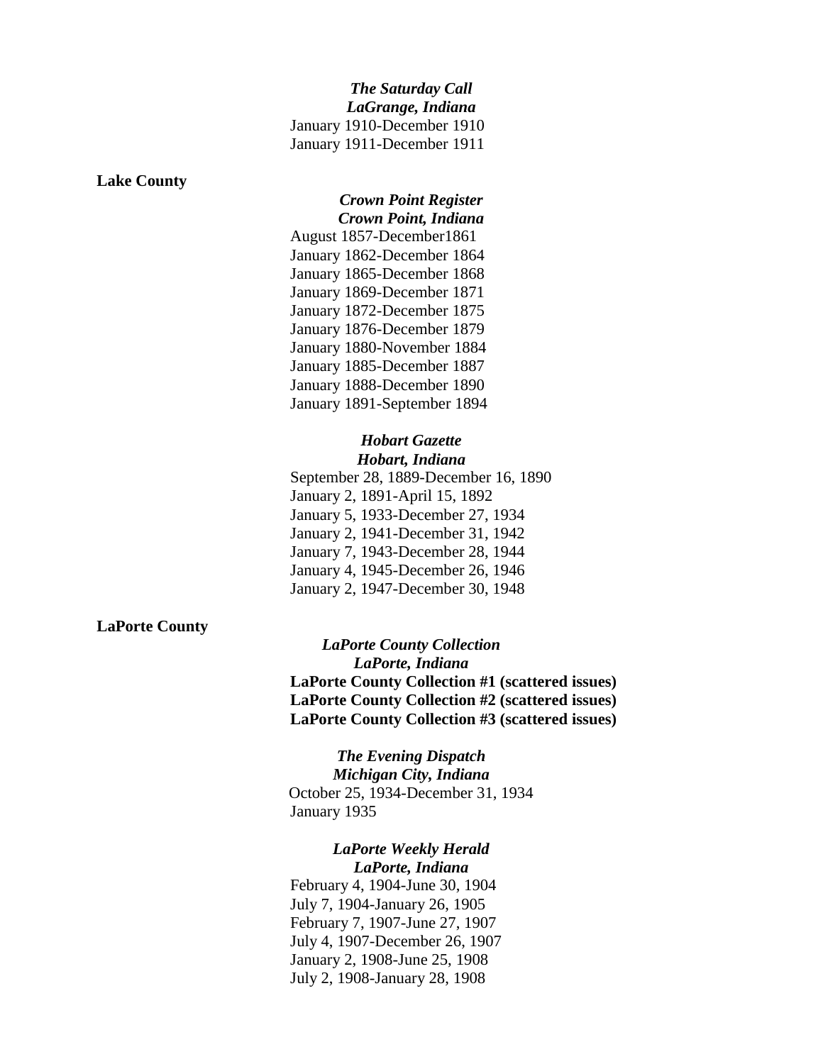***The Saturday Call***
***LaGrange, Indiana***

January 1910-December 1910
January 1911-December 1911

**Lake County**

***Crown Point Register***
***Crown Point, Indiana***

August 1857-December1861
January 1862-December 1864
January 1865-December 1868
January 1869-December 1871
January 1872-December 1875
January 1876-December 1879
January 1880-November 1884
January 1885-December 1887
January 1888-December 1890
January 1891-September 1894

***Hobart Gazette***
***Hobart, Indiana***

September 28, 1889-December 16, 1890
January 2, 1891-April 15, 1892
January 5, 1933-December 27, 1934
January 2, 1941-December 31, 1942
January 7, 1943-December 28, 1944
January 4, 1945-December 26, 1946
January 2, 1947-December 30, 1948

**LaPorte County**

***LaPorte County Collection***
***LaPorte, Indiana***

**LaPorte County Collection #1 (scattered issues)**
**LaPorte County Collection #2 (scattered issues)**
**LaPorte County Collection #3 (scattered issues)**

***The Evening Dispatch***
***Michigan City, Indiana***

October 25, 1934-December 31, 1934
January 1935

***LaPorte Weekly Herald***
***LaPorte, Indiana***

February 4, 1904-June 30, 1904
July 7, 1904-January 26, 1905
February 7, 1907-June 27, 1907
July 4, 1907-December 26, 1907
January 2, 1908-June 25, 1908
July 2, 1908-January 28, 1908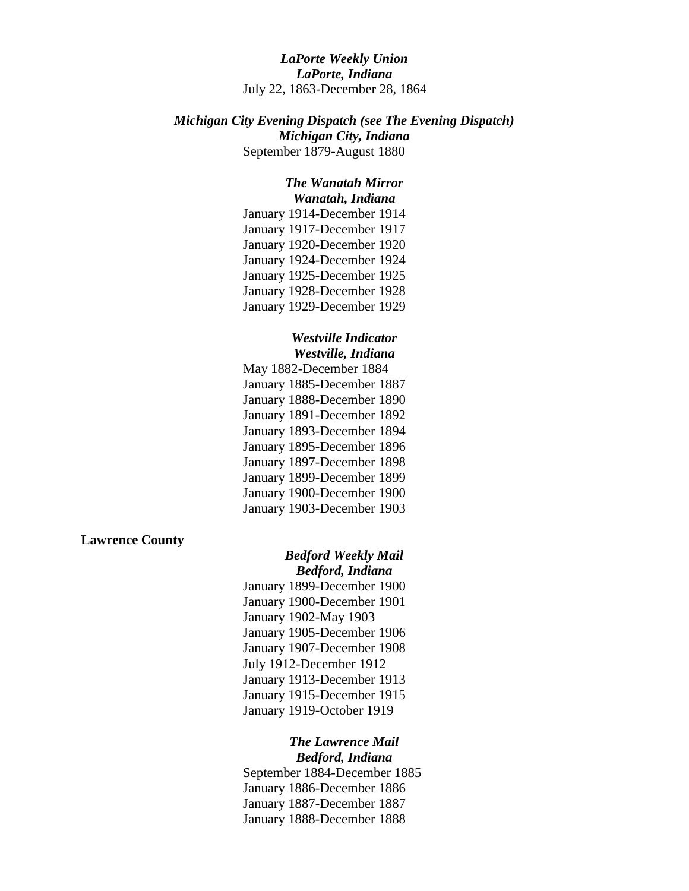***LaPorte Weekly Union***
***LaPorte, Indiana***
July 22, 1863-December 28, 1864

***Michigan City Evening Dispatch (see The Evening Dispatch)***
***Michigan City, Indiana***
September 1879-August 1880

***The Wanatah Mirror***
***Wanatah, Indiana***
January 1914-December 1914
January 1917-December 1917
January 1920-December 1920
January 1924-December 1924
January 1925-December 1925
January 1928-December 1928
January 1929-December 1929

***Westville Indicator***
***Westville, Indiana***
May 1882-December 1884
January 1885-December 1887
January 1888-December 1890
January 1891-December 1892
January 1893-December 1894
January 1895-December 1896
January 1897-December 1898
January 1899-December 1899
January 1900-December 1900
January 1903-December 1903

**Lawrence County**

***Bedford Weekly Mail***
***Bedford, Indiana***
January 1899-December 1900
January 1900-December 1901
January 1902-May 1903
January 1905-December 1906
January 1907-December 1908
July 1912-December 1912
January 1913-December 1913
January 1915-December 1915
January 1919-October 1919

***The Lawrence Mail***
***Bedford, Indiana***
September 1884-December 1885
January 1886-December 1886
January 1887-December 1887
January 1888-December 1888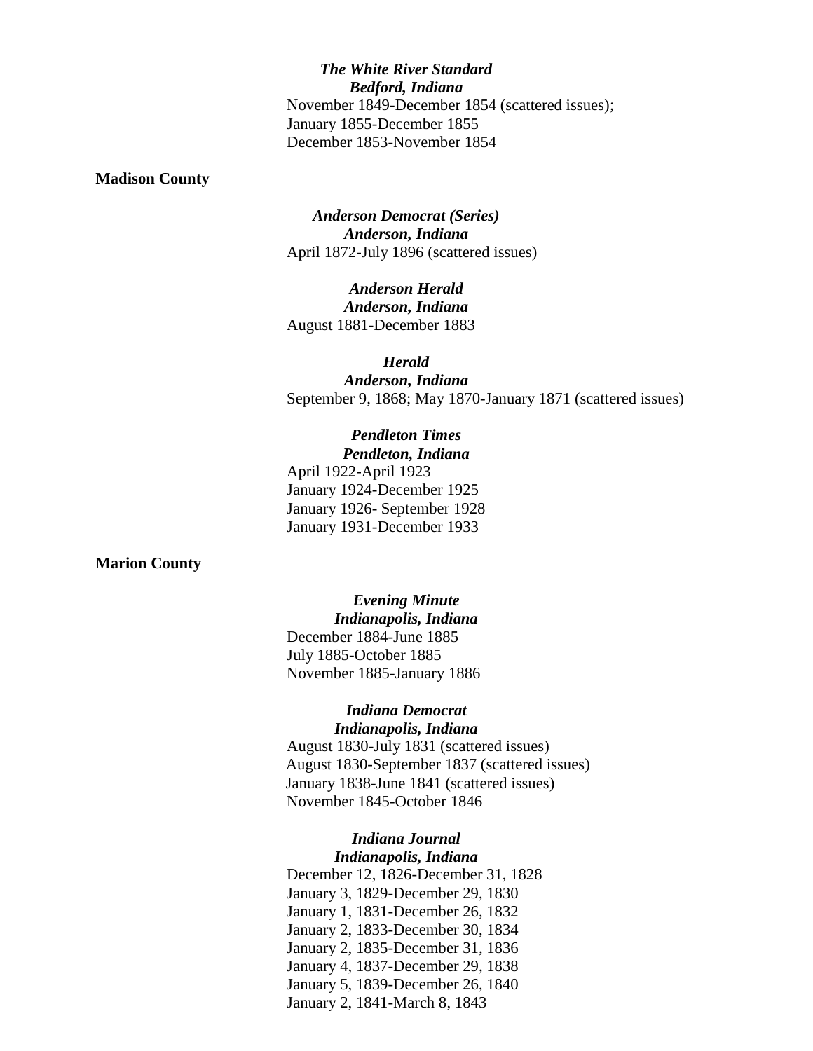***The White River Standard***
***Bedford, Indiana***
November 1849-December 1854 (scattered issues);
January 1855-December 1855
December 1853-November 1854

**Madison County**

***Anderson Democrat (Series)***
***Anderson, Indiana***
April 1872-July 1896 (scattered issues)

***Anderson Herald***
***Anderson, Indiana***
August 1881-December 1883

***Herald***
***Anderson, Indiana***
September 9, 1868; May 1870-January 1871 (scattered issues)

***Pendleton Times***
***Pendleton, Indiana***
April 1922-April 1923
January 1924-December 1925
January 1926- September 1928
January 1931-December 1933

**Marion County**

***Evening Minute***
***Indianapolis, Indiana***
December 1884-June 1885
July 1885-October 1885
November 1885-January 1886

***Indiana Democrat***
***Indianapolis, Indiana***
August 1830-July 1831 (scattered issues)
August 1830-September 1837 (scattered issues)
January 1838-June 1841 (scattered issues)
November 1845-October 1846

***Indiana Journal***
***Indianapolis, Indiana***
December 12, 1826-December 31, 1828
January 3, 1829-December 29, 1830
January 1, 1831-December 26, 1832
January 2, 1833-December 30, 1834
January 2, 1835-December 31, 1836
January 4, 1837-December 29, 1838
January 5, 1839-December 26, 1840
January 2, 1841-March 8, 1843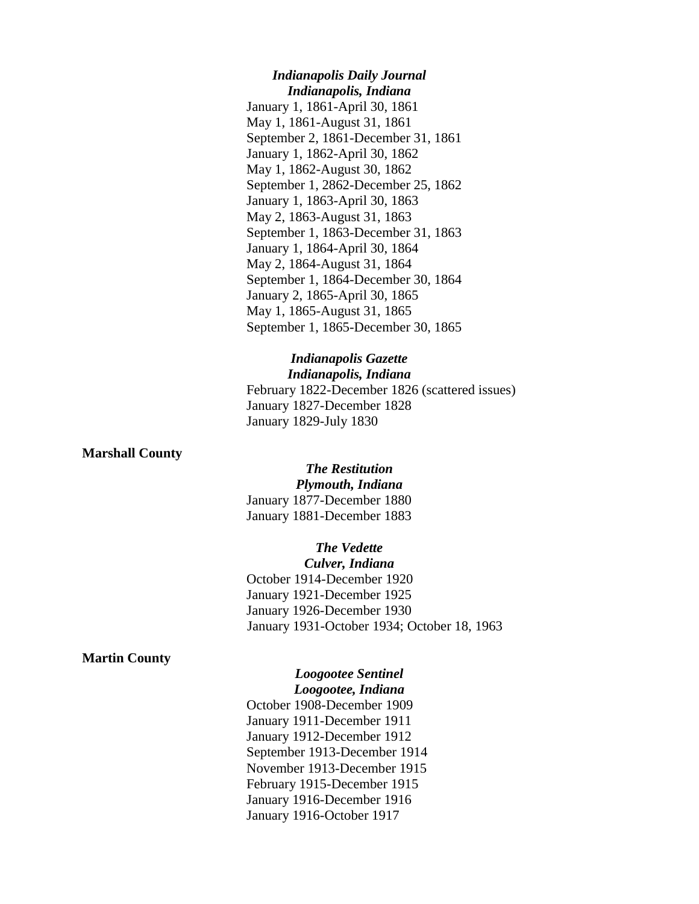***Indianapolis Daily Journal***
***Indianapolis, Indiana***

January 1, 1861-April 30, 1861
May 1, 1861-August 31, 1861
September 2, 1861-December 31, 1861
January 1, 1862-April 30, 1862
May 1, 1862-August 30, 1862
September 1, 2862-December 25, 1862
January 1, 1863-April 30, 1863
May 2, 1863-August 31, 1863
September 1, 1863-December 31, 1863
January 1, 1864-April 30, 1864
May 2, 1864-August 31, 1864
September 1, 1864-December 30, 1864
January 2, 1865-April 30, 1865
May 1, 1865-August 31, 1865
September 1, 1865-December 30, 1865

***Indianapolis Gazette***
***Indianapolis, Indiana***

February 1822-December 1826 (scattered issues)
January 1827-December 1828
January 1829-July 1830

**Marshall County**

***The Restitution***
***Plymouth, Indiana***

January 1877-December 1880
January 1881-December 1883

***The Vedette***
***Culver, Indiana***

October 1914-December 1920
January 1921-December 1925
January 1926-December 1930
January 1931-October 1934; October 18, 1963

**Martin County**

***Loogootee Sentinel***
***Loogootee, Indiana***

October 1908-December 1909
January 1911-December 1911
January 1912-December 1912
September 1913-December 1914
November 1913-December 1915
February 1915-December 1915
January 1916-December 1916
January 1916-October 1917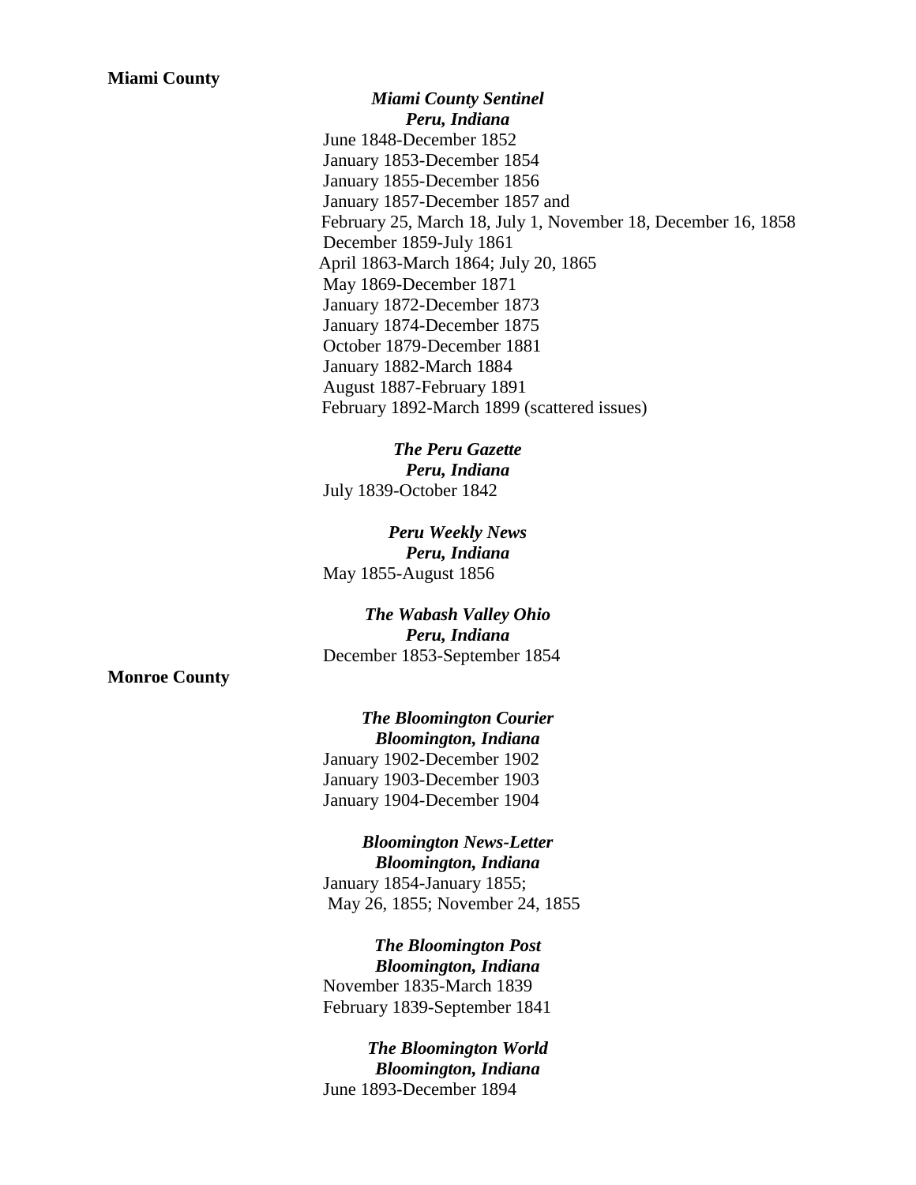**Miami County**

***Miami County Sentinel***
***Peru, Indiana***

June 1848-December 1852
January 1853-December 1854
January 1855-December 1856
January 1857-December 1857 and
February 25, March 18, July 1, November 18, December 16, 1858
December 1859-July 1861
April 1863-March 1864; July 20, 1865
May 1869-December 1871
January 1872-December 1873
January 1874-December 1875
October 1879-December 1881
January 1882-March 1884
August 1887-February 1891
February 1892-March 1899 (scattered issues)

***The Peru Gazette***
***Peru, Indiana***

July 1839-October 1842

***Peru Weekly News***
***Peru, Indiana***

May 1855-August 1856

***The Wabash Valley Ohio***
***Peru, Indiana***

December 1853-September 1854

**Monroe County**

***The Bloomington Courier***
***Bloomington, Indiana***

January 1902-December 1902
January 1903-December 1903
January 1904-December 1904

***Bloomington News-Letter***
***Bloomington, Indiana***

January 1854-January 1855;
May 26, 1855; November 24, 1855

***The Bloomington Post***
***Bloomington, Indiana***

November 1835-March 1839
February 1839-September 1841

***The Bloomington World***
***Bloomington, Indiana***

June 1893-December 1894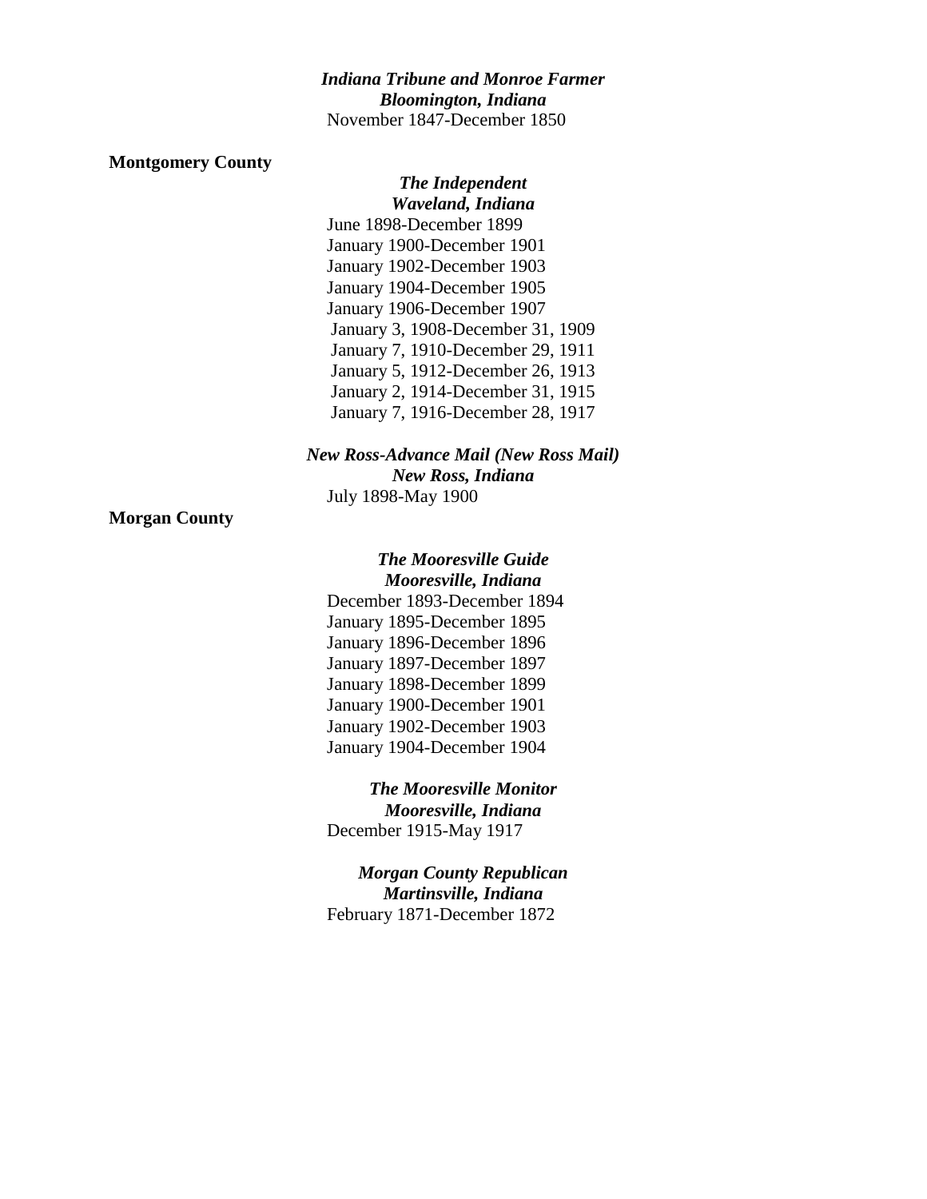***Indiana Tribune and Monroe Farmer***
***Bloomington, Indiana***
November 1847-December 1850

**Montgomery County**

***The Independent***
***Waveland, Indiana***
June 1898-December 1899
January 1900-December 1901
January 1902-December 1903
January 1904-December 1905
January 1906-December 1907
January 3, 1908-December 31, 1909
January 7, 1910-December 29, 1911
January 5, 1912-December 26, 1913
January 2, 1914-December 31, 1915
January 7, 1916-December 28, 1917

***New Ross-Advance Mail (New Ross Mail)***
***New Ross, Indiana***
July 1898-May 1900

**Morgan County**

***The Mooresville Guide***
***Mooresville, Indiana***
December 1893-December 1894
January 1895-December 1895
January 1896-December 1896
January 1897-December 1897
January 1898-December 1899
January 1900-December 1901
January 1902-December 1903
January 1904-December 1904

***The Mooresville Monitor***
***Mooresville, Indiana***
December 1915-May 1917

***Morgan County Republican***
***Martinsville, Indiana***
February 1871-December 1872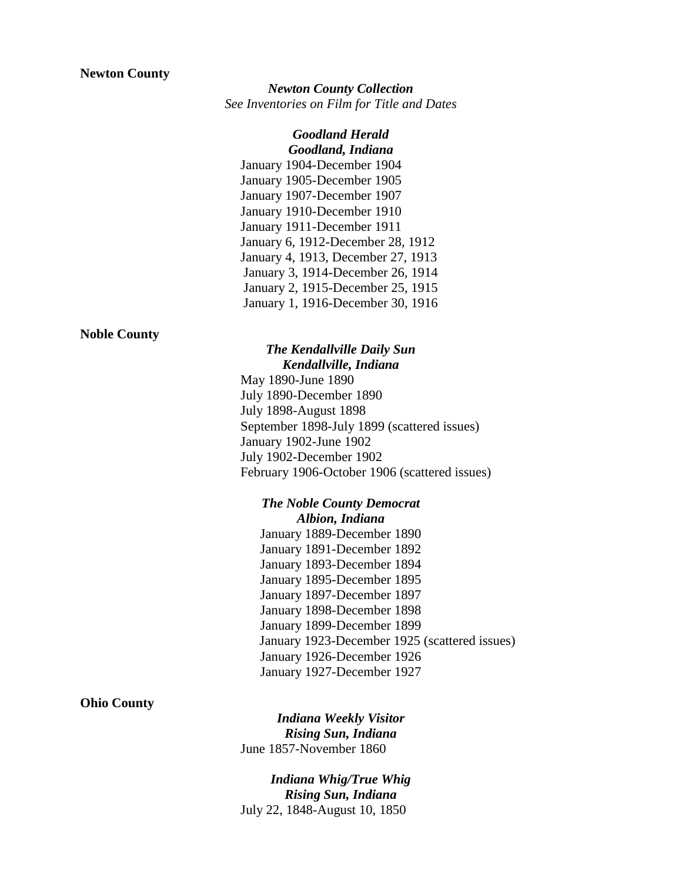**Newton County**

***Newton County Collection***
*See Inventories on Film for Title and Dates*

***Goodland Herald***
***Goodland, Indiana***
January 1904-December 1904
January 1905-December 1905
January 1907-December 1907
January 1910-December 1910
January 1911-December 1911
January 6, 1912-December 28, 1912
January 4, 1913, December 27, 1913
January 3, 1914-December 26, 1914
January 2, 1915-December 25, 1915
January 1, 1916-December 30, 1916

**Noble County**

***The Kendallville Daily Sun***
***Kendallville, Indiana***
May 1890-June 1890
July 1890-December 1890
July 1898-August 1898
September 1898-July 1899 (scattered issues)
January 1902-June 1902
July 1902-December 1902
February 1906-October 1906 (scattered issues)

***The Noble County Democrat***
***Albion, Indiana***
January 1889-December 1890
January 1891-December 1892
January 1893-December 1894
January 1895-December 1895
January 1897-December 1897
January 1898-December 1898
January 1899-December 1899
January 1923-December 1925 (scattered issues)
January 1926-December 1926
January 1927-December 1927

**Ohio County**

***Indiana Weekly Visitor***
***Rising Sun, Indiana***
June 1857-November 1860

***Indiana Whig/True Whig***
***Rising Sun, Indiana***
July 22, 1848-August 10, 1850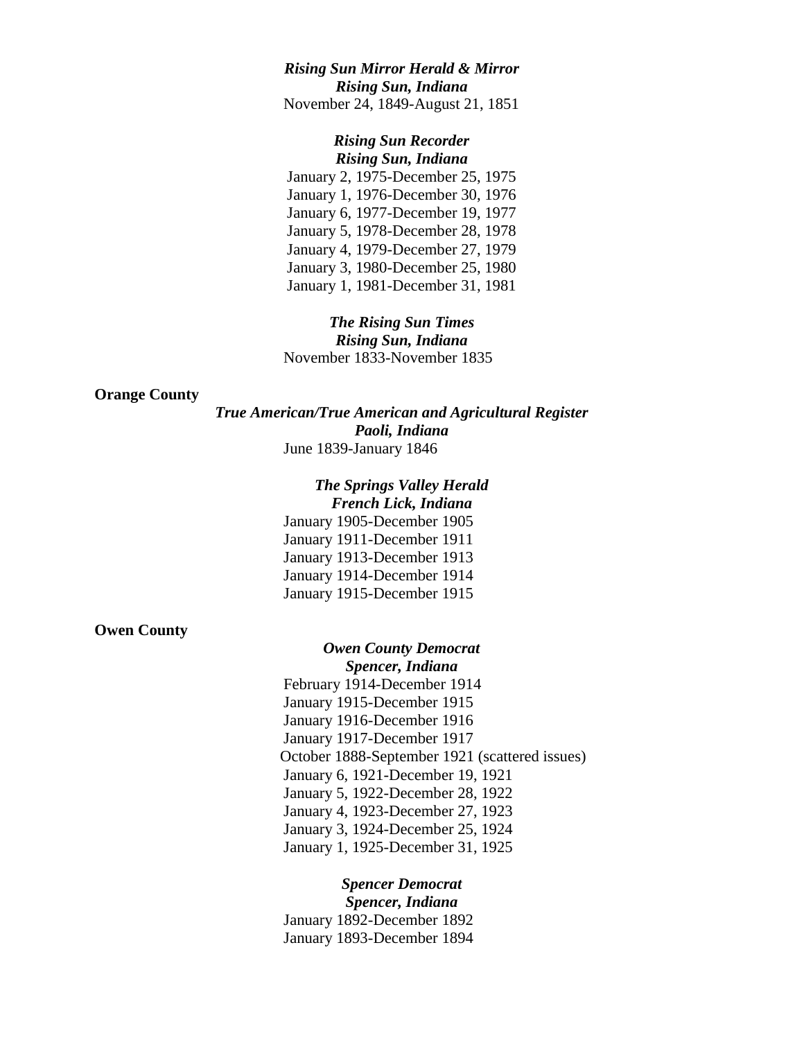***Rising Sun Mirror Herald & Mirror***
***Rising Sun, Indiana***
November 24, 1849-August 21, 1851

***Rising Sun Recorder***
***Rising Sun, Indiana***
January 2, 1975-December 25, 1975
January 1, 1976-December 30, 1976
January 6, 1977-December 19, 1977
January 5, 1978-December 28, 1978
January 4, 1979-December 27, 1979
January 3, 1980-December 25, 1980
January 1, 1981-December 31, 1981

***The Rising Sun Times***
***Rising Sun, Indiana***
November 1833-November 1835

**Orange County**

***True American/True American and Agricultural Register***
***Paoli, Indiana***
June 1839-January 1846

***The Springs Valley Herald***
***French Lick, Indiana***
January 1905-December 1905
January 1911-December 1911
January 1913-December 1913
January 1914-December 1914
January 1915-December 1915

**Owen County**

***Owen County Democrat***
***Spencer, Indiana***
February 1914-December 1914
January 1915-December 1915
January 1916-December 1916
January 1917-December 1917
October 1888-September 1921 (scattered issues)
January 6, 1921-December 19, 1921
January 5, 1922-December 28, 1922
January 4, 1923-December 27, 1923
January 3, 1924-December 25, 1924
January 1, 1925-December 31, 1925

***Spencer Democrat***
***Spencer, Indiana***
January 1892-December 1892
January 1893-December 1894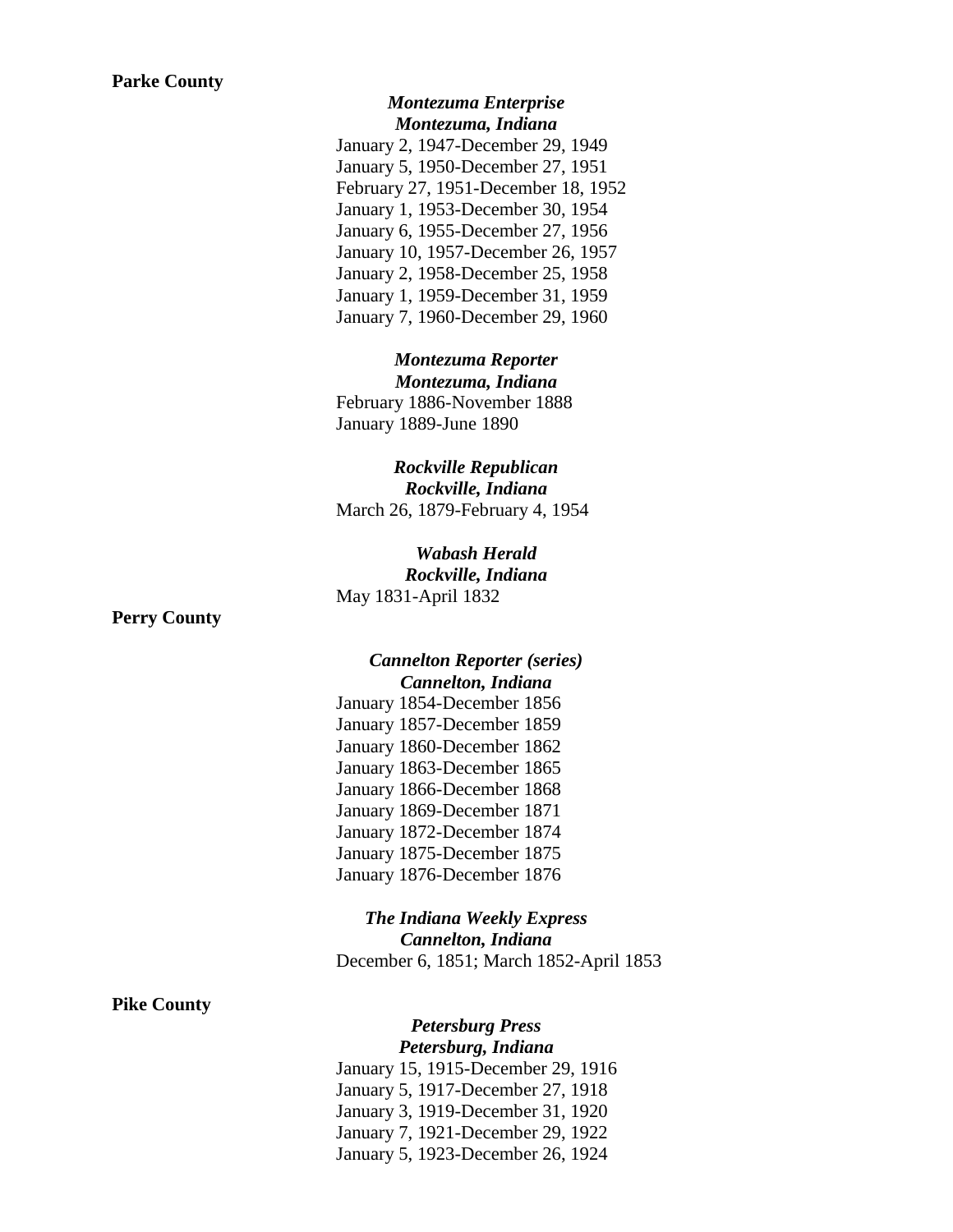**Parke County**

***Montezuma Enterprise***
***Montezuma, Indiana***

January 2, 1947-December 29, 1949
January 5, 1950-December 27, 1951
February 27, 1951-December 18, 1952
January 1, 1953-December 30, 1954
January 6, 1955-December 27, 1956
January 10, 1957-December 26, 1957
January 2, 1958-December 25, 1958
January 1, 1959-December 31, 1959
January 7, 1960-December 29, 1960

***Montezuma Reporter***
***Montezuma, Indiana***

February 1886-November 1888
January 1889-June 1890

***Rockville Republican***
***Rockville, Indiana***

March 26, 1879-February 4, 1954

***Wabash Herald***
***Rockville, Indiana***

May 1831-April 1832

**Perry County**

***Cannelton Reporter (series)***
***Cannelton, Indiana***

January 1854-December 1856
January 1857-December 1859
January 1860-December 1862
January 1863-December 1865
January 1866-December 1868
January 1869-December 1871
January 1872-December 1874
January 1875-December 1875
January 1876-December 1876

***The Indiana Weekly Express***
***Cannelton, Indiana***

December 6, 1851; March 1852-April 1853

**Pike County**

***Petersburg Press***
***Petersburg, Indiana***

January 15, 1915-December 29, 1916
January 5, 1917-December 27, 1918
January 3, 1919-December 31, 1920
January 7, 1921-December 29, 1922
January 5, 1923-December 26, 1924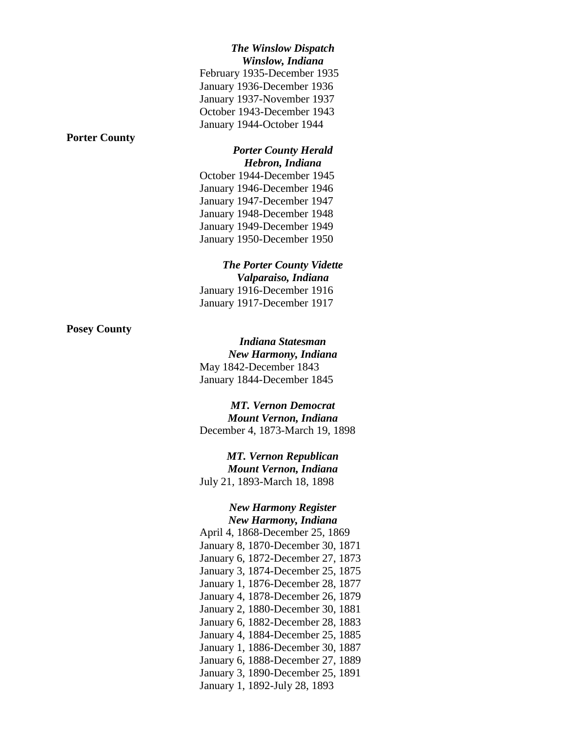***The Winslow Dispatch***
***Winslow, Indiana***

February 1935-December 1935
January 1936-December 1936
January 1937-November 1937
October 1943-December 1943
January 1944-October 1944

**Porter County**

***Porter County Herald***
***Hebron, Indiana***

October 1944-December 1945
January 1946-December 1946
January 1947-December 1947
January 1948-December 1948
January 1949-December 1949
January 1950-December 1950

***The Porter County Vidette***
***Valparaiso, Indiana***

January 1916-December 1916
January 1917-December 1917

**Posey County**

***Indiana Statesman***
***New Harmony, Indiana***

May 1842-December 1843
January 1844-December 1845

***MT. Vernon Democrat***
***Mount Vernon, Indiana***

December 4, 1873-March 19, 1898

***MT. Vernon Republican***
***Mount Vernon, Indiana***

July 21, 1893-March 18, 1898

***New Harmony Register***
***New Harmony, Indiana***

April 4, 1868-December 25, 1869
January 8, 1870-December 30, 1871
January 6, 1872-December 27, 1873
January 3, 1874-December 25, 1875
January 1, 1876-December 28, 1877
January 4, 1878-December 26, 1879
January 2, 1880-December 30, 1881
January 6, 1882-December 28, 1883
January 4, 1884-December 25, 1885
January 1, 1886-December 30, 1887
January 6, 1888-December 27, 1889
January 3, 1890-December 25, 1891
January 1, 1892-July 28, 1893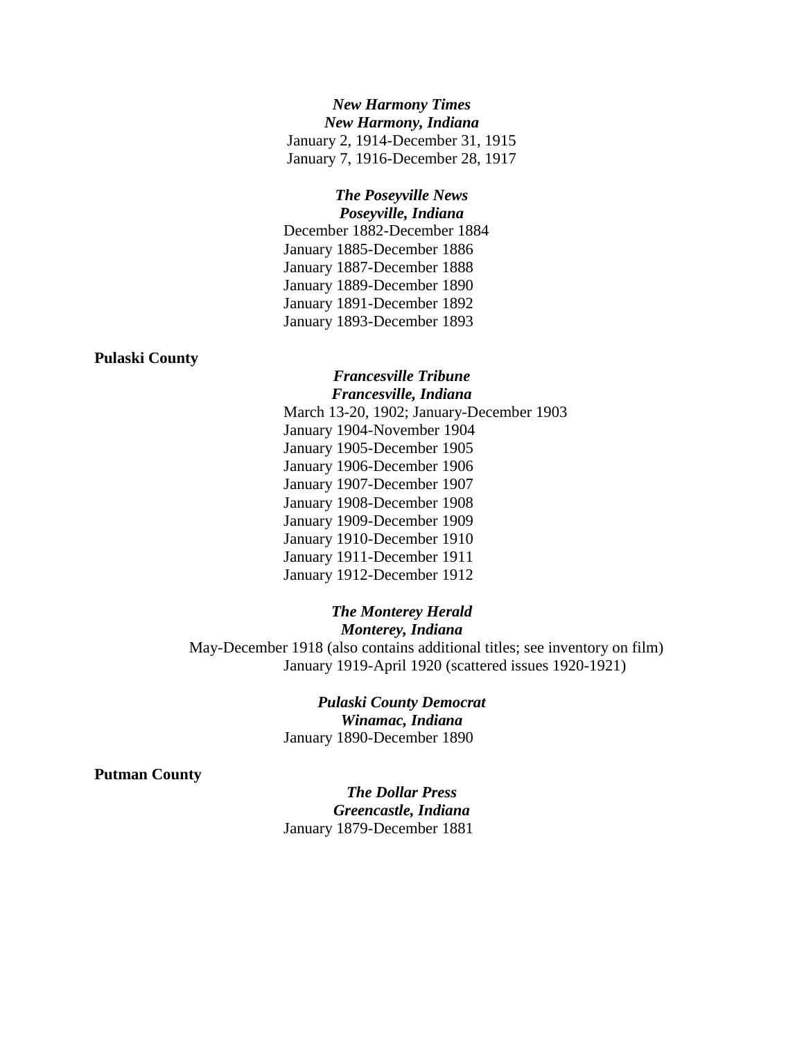***New Harmony Times***
***New Harmony, Indiana***
January 2, 1914-December 31, 1915
January 7, 1916-December 28, 1917

***The Poseyville News***
***Poseyville, Indiana***
December 1882-December 1884
January 1885-December 1886
January 1887-December 1888
January 1889-December 1890
January 1891-December 1892
January 1893-December 1893

**Pulaski County**

***Francesville Tribune***
***Francesville, Indiana***
March 13-20, 1902; January-December 1903
January 1904-November 1904
January 1905-December 1905
January 1906-December 1906
January 1907-December 1907
January 1908-December 1908
January 1909-December 1909
January 1910-December 1910
January 1911-December 1911
January 1912-December 1912

***The Monterey Herald***
***Monterey, Indiana***
May-December 1918 (also contains additional titles; see inventory on film)
January 1919-April 1920 (scattered issues 1920-1921)

***Pulaski County Democrat***
***Winamac, Indiana***
January 1890-December 1890

**Putman County**

***The Dollar Press***
***Greencastle, Indiana***
January 1879-December 1881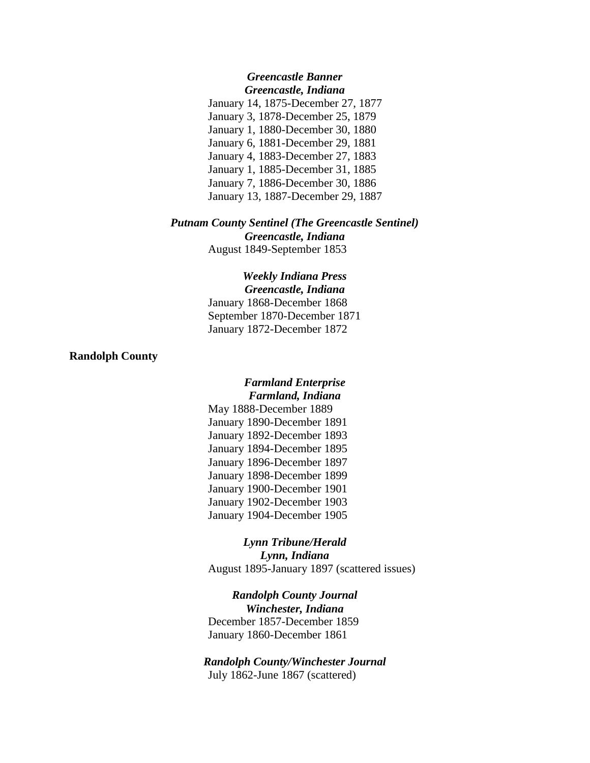***Greencastle Banner***
***Greencastle, Indiana***

January 14, 1875-December 27, 1877
January 3, 1878-December 25, 1879
January 1, 1880-December 30, 1880
January 6, 1881-December 29, 1881
January 4, 1883-December 27, 1883
January 1, 1885-December 31, 1885
January 7, 1886-December 30, 1886
January 13, 1887-December 29, 1887

***Putnam County Sentinel (The Greencastle Sentinel)***
***Greencastle, Indiana***

August 1849-September 1853

***Weekly Indiana Press***
***Greencastle, Indiana***

January 1868-December 1868
September 1870-December 1871
January 1872-December 1872

**Randolph County**

***Farmland Enterprise***
***Farmland, Indiana***

May 1888-December 1889
January 1890-December 1891
January 1892-December 1893
January 1894-December 1895
January 1896-December 1897
January 1898-December 1899
January 1900-December 1901
January 1902-December 1903
January 1904-December 1905

***Lynn Tribune/Herald***
***Lynn, Indiana***

August 1895-January 1897 (scattered issues)

***Randolph County Journal***
***Winchester, Indiana***

December 1857-December 1859
January 1860-December 1861

***Randolph County/Winchester Journal***

July 1862-June 1867 (scattered)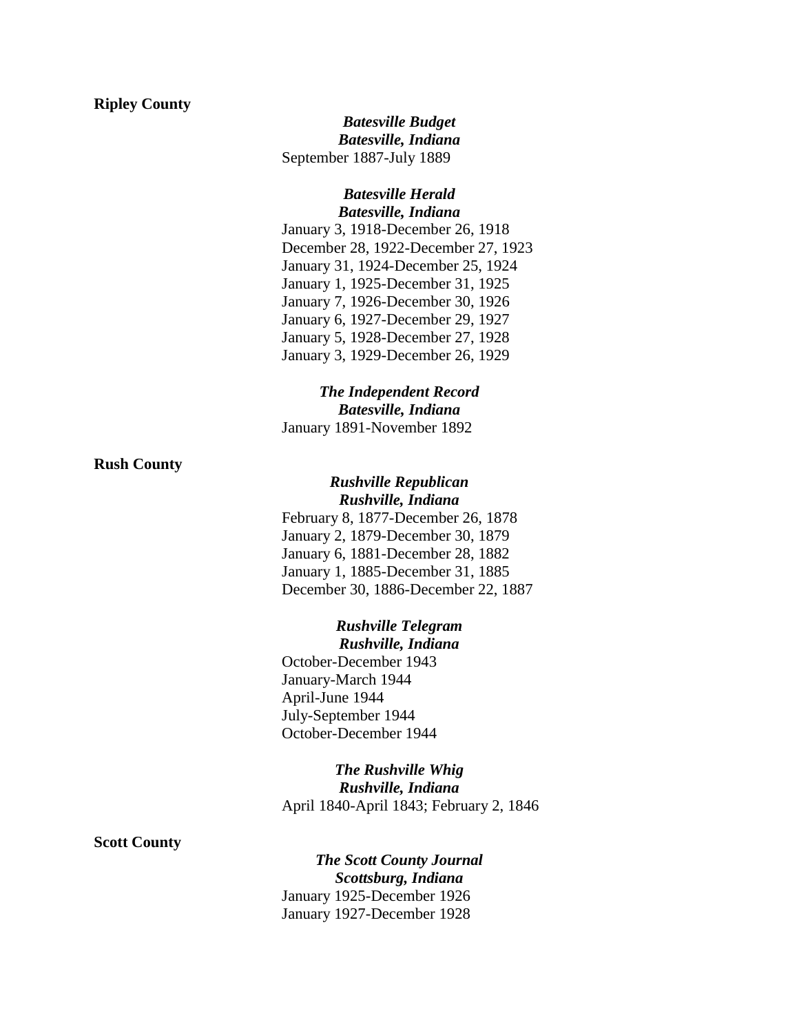**Ripley County**

***Batesville Budget***
***Batesville, Indiana***
September 1887-July 1889

***Batesville Herald***
***Batesville, Indiana***
January 3, 1918-December 26, 1918
December 28, 1922-December 27, 1923
January 31, 1924-December 25, 1924
January 1, 1925-December 31, 1925
January 7, 1926-December 30, 1926
January 6, 1927-December 29, 1927
January 5, 1928-December 27, 1928
January 3, 1929-December 26, 1929

***The Independent Record***
***Batesville, Indiana***
January 1891-November 1892

**Rush County**

***Rushville Republican***
***Rushville, Indiana***
February 8, 1877-December 26, 1878
January 2, 1879-December 30, 1879
January 6, 1881-December 28, 1882
January 1, 1885-December 31, 1885
December 30, 1886-December 22, 1887

***Rushville Telegram***
***Rushville, Indiana***
October-December 1943
January-March 1944
April-June 1944
July-September 1944
October-December 1944

***The Rushville Whig***
***Rushville, Indiana***
April 1840-April 1843; February 2, 1846

**Scott County**

***The Scott County Journal***
***Scottsburg, Indiana***
January 1925-December 1926
January 1927-December 1928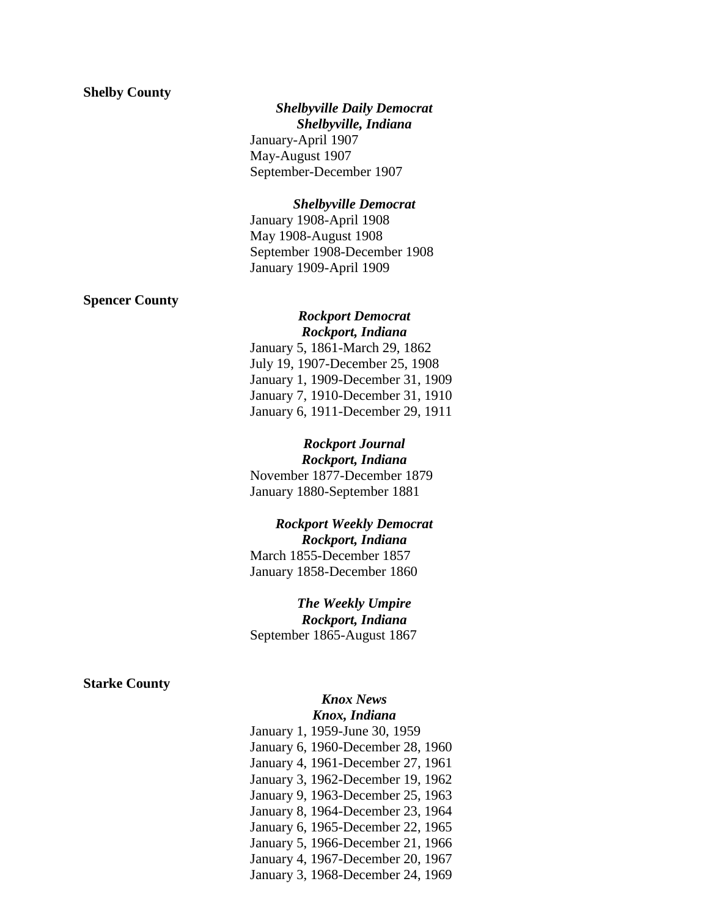**Shelby County**

***Shelbyville Daily Democrat***
***Shelbyville, Indiana***

January-April 1907
May-August 1907
September-December 1907

***Shelbyville Democrat***

January 1908-April 1908
May 1908-August 1908
September 1908-December 1908
January 1909-April 1909

**Spencer County**

***Rockport Democrat***
***Rockport, Indiana***

January 5, 1861-March 29, 1862
July 19, 1907-December 25, 1908
January 1, 1909-December 31, 1909
January 7, 1910-December 31, 1910
January 6, 1911-December 29, 1911

***Rockport Journal***
***Rockport, Indiana***

November 1877-December 1879
January 1880-September 1881

***Rockport Weekly Democrat***
***Rockport, Indiana***

March 1855-December 1857
January 1858-December 1860

***The Weekly Umpire***
***Rockport, Indiana***

September 1865-August 1867

**Starke County**

***Knox News***
***Knox, Indiana***

January 1, 1959-June 30, 1959
January 6, 1960-December 28, 1960
January 4, 1961-December 27, 1961
January 3, 1962-December 19, 1962
January 9, 1963-December 25, 1963
January 8, 1964-December 23, 1964
January 6, 1965-December 22, 1965
January 5, 1966-December 21, 1966
January 4, 1967-December 20, 1967
January 3, 1968-December 24, 1969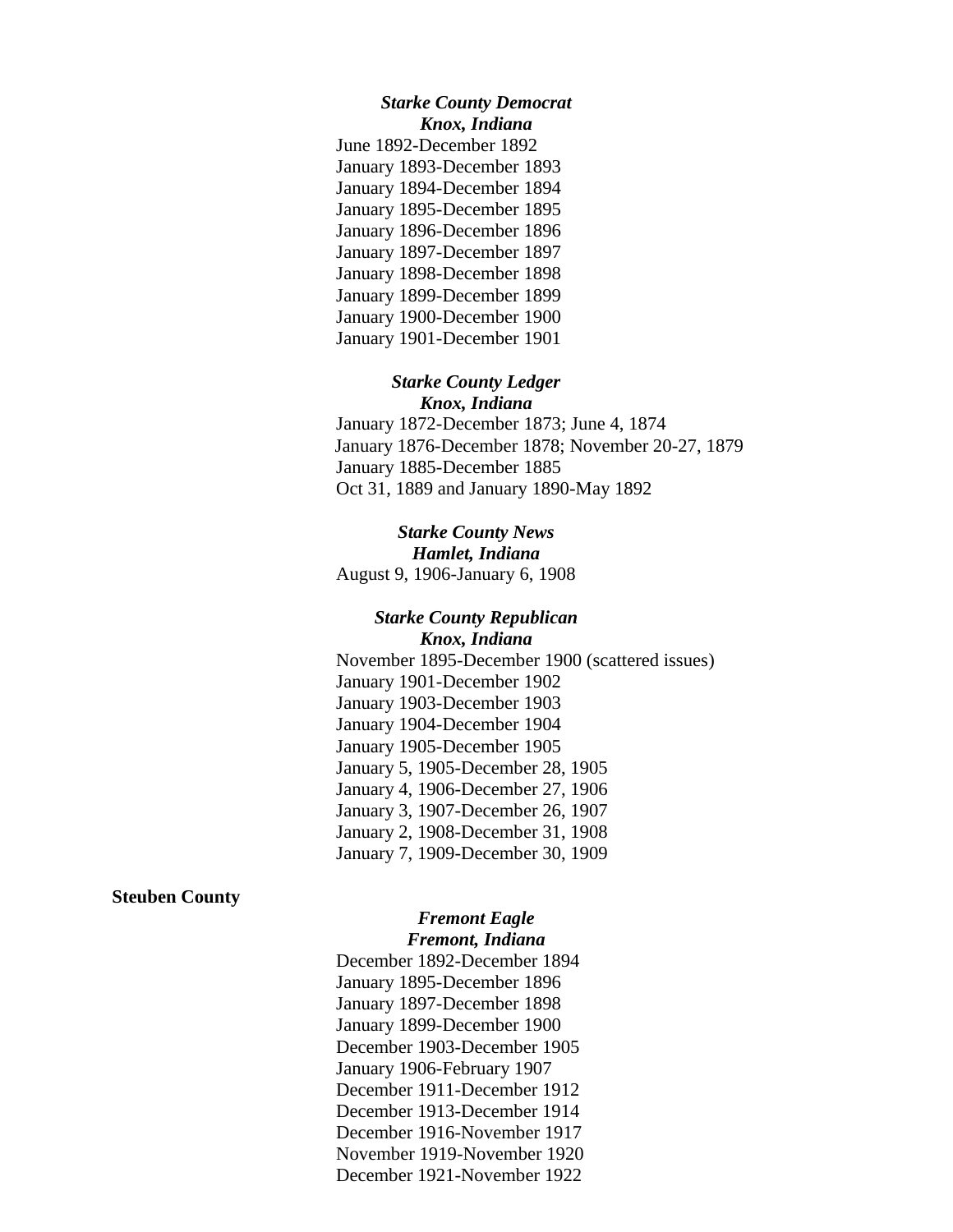***Starke County Democrat***
***Knox, Indiana***

June 1892-December 1892
January 1893-December 1893
January 1894-December 1894
January 1895-December 1895
January 1896-December 1896
January 1897-December 1897
January 1898-December 1898
January 1899-December 1899
January 1900-December 1900
January 1901-December 1901

***Starke County Ledger***
***Knox, Indiana***

January 1872-December 1873; June 4, 1874
January 1876-December 1878; November 20-27, 1879
January 1885-December 1885
Oct 31, 1889 and January 1890-May 1892

***Starke County News***
***Hamlet, Indiana***

August 9, 1906-January 6, 1908

***Starke County Republican***
***Knox, Indiana***

November 1895-December 1900 (scattered issues)
January 1901-December 1902
January 1903-December 1903
January 1904-December 1904
January 1905-December 1905
January 5, 1905-December 28, 1905
January 4, 1906-December 27, 1906
January 3, 1907-December 26, 1907
January 2, 1908-December 31, 1908
January 7, 1909-December 30, 1909

**Steuben County**

***Fremont Eagle***
***Fremont, Indiana***

December 1892-December 1894
January 1895-December 1896
January 1897-December 1898
January 1899-December 1900
December 1903-December 1905
January 1906-February 1907
December 1911-December 1912
December 1913-December 1914
December 1916-November 1917
November 1919-November 1920
December 1921-November 1922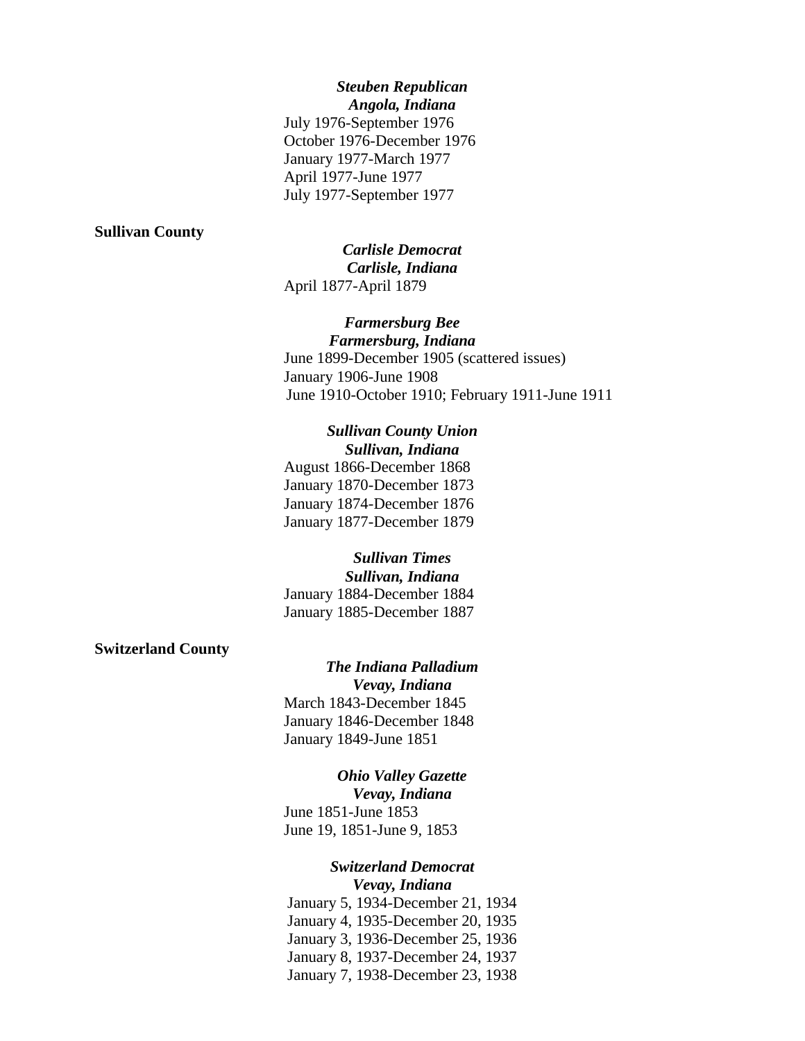***Steuben Republican***
***Angola, Indiana***

July 1976-September 1976
October 1976-December 1976
January 1977-March 1977
April 1977-June 1977
July 1977-September 1977

**Sullivan County**

***Carlisle Democrat***
***Carlisle, Indiana***

April 1877-April 1879

***Farmersburg Bee***
***Farmersburg, Indiana***

June 1899-December 1905 (scattered issues)
January 1906-June 1908
June 1910-October 1910; February 1911-June 1911

***Sullivan County Union***
***Sullivan, Indiana***

August 1866-December 1868
January 1870-December 1873
January 1874-December 1876
January 1877-December 1879

***Sullivan Times***
***Sullivan, Indiana***

January 1884-December 1884
January 1885-December 1887

**Switzerland County**

***The Indiana Palladium***
***Vevay, Indiana***

March 1843-December 1845
January 1846-December 1848
January 1849-June 1851

***Ohio Valley Gazette***
***Vevay, Indiana***

June 1851-June 1853
June 19, 1851-June 9, 1853

***Switzerland Democrat***
***Vevay, Indiana***

January 5, 1934-December 21, 1934
January 4, 1935-December 20, 1935
January 3, 1936-December 25, 1936
January 8, 1937-December 24, 1937
January 7, 1938-December 23, 1938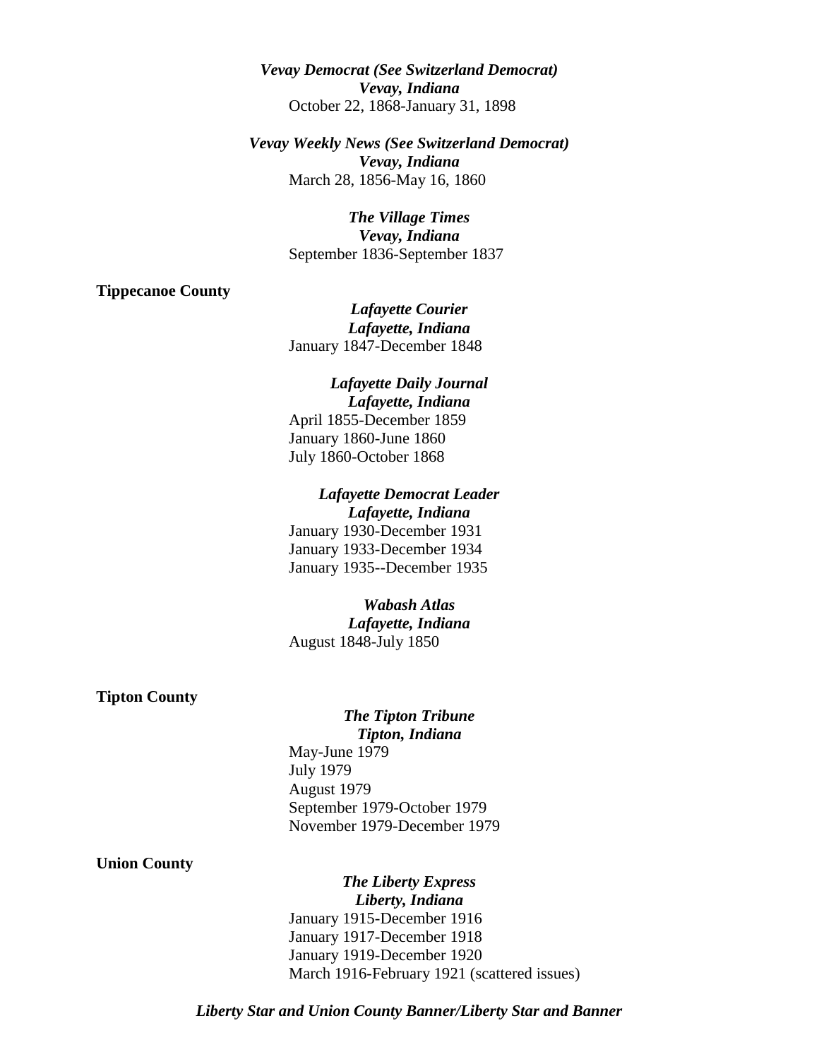***Vevay Democrat (See Switzerland Democrat)***
***Vevay, Indiana***
October 22, 1868-January 31, 1898

***Vevay Weekly News (See Switzerland Democrat)***
***Vevay, Indiana***
March 28, 1856-May 16, 1860

***The Village Times***
***Vevay, Indiana***
September 1836-September 1837

**Tippecanoe County**

***Lafayette Courier***
***Lafayette, Indiana***
January 1847-December 1848

***Lafayette Daily Journal***
***Lafayette, Indiana***
April 1855-December 1859
January 1860-June 1860
July 1860-October 1868

***Lafayette Democrat Leader***
***Lafayette, Indiana***
January 1930-December 1931
January 1933-December 1934
January 1935--December 1935

***Wabash Atlas***
***Lafayette, Indiana***
August 1848-July 1850

**Tipton County**

***The Tipton Tribune***
***Tipton, Indiana***
May-June 1979
July 1979
August 1979
September 1979-October 1979
November 1979-December 1979

**Union County**

***The Liberty Express***
***Liberty, Indiana***
January 1915-December 1916
January 1917-December 1918
January 1919-December 1920
March 1916-February 1921 (scattered issues)

***Liberty Star and Union County Banner/Liberty Star and Banner***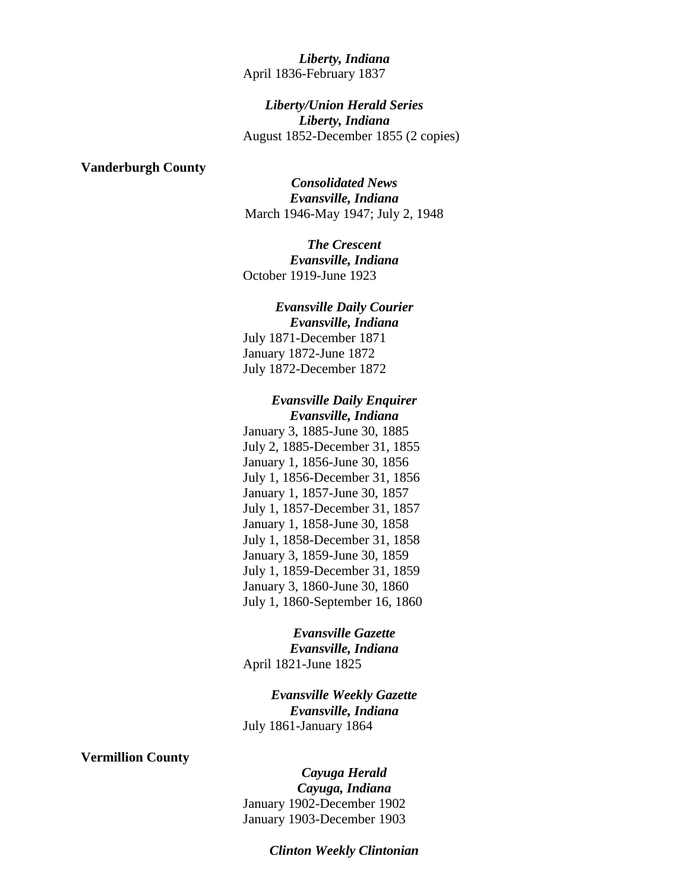***Liberty, Indiana***
April 1836-February 1837

***Liberty/Union Herald Series***
***Liberty, Indiana***
August 1852-December 1855 (2 copies)

**Vanderburgh County**

***Consolidated News***
***Evansville, Indiana***
March 1946-May 1947; July 2, 1948

***The Crescent***
***Evansville, Indiana***
October 1919-June 1923

***Evansville Daily Courier***
***Evansville, Indiana***
July 1871-December 1871
January 1872-June 1872
July 1872-December 1872

***Evansville Daily Enquirer***
***Evansville, Indiana***
January 3, 1885-June 30, 1885
July 2, 1885-December 31, 1855
January 1, 1856-June 30, 1856
July 1, 1856-December 31, 1856
January 1, 1857-June 30, 1857
July 1, 1857-December 31, 1857
January 1, 1858-June 30, 1858
July 1, 1858-December 31, 1858
January 3, 1859-June 30, 1859
July 1, 1859-December 31, 1859
January 3, 1860-June 30, 1860
July 1, 1860-September 16, 1860

***Evansville Gazette***
***Evansville, Indiana***
April 1821-June 1825

***Evansville Weekly Gazette***
***Evansville, Indiana***
July 1861-January 1864

**Vermillion County**

***Cayuga Herald***
***Cayuga, Indiana***
January 1902-December 1902
January 1903-December 1903

***Clinton Weekly Clintonian***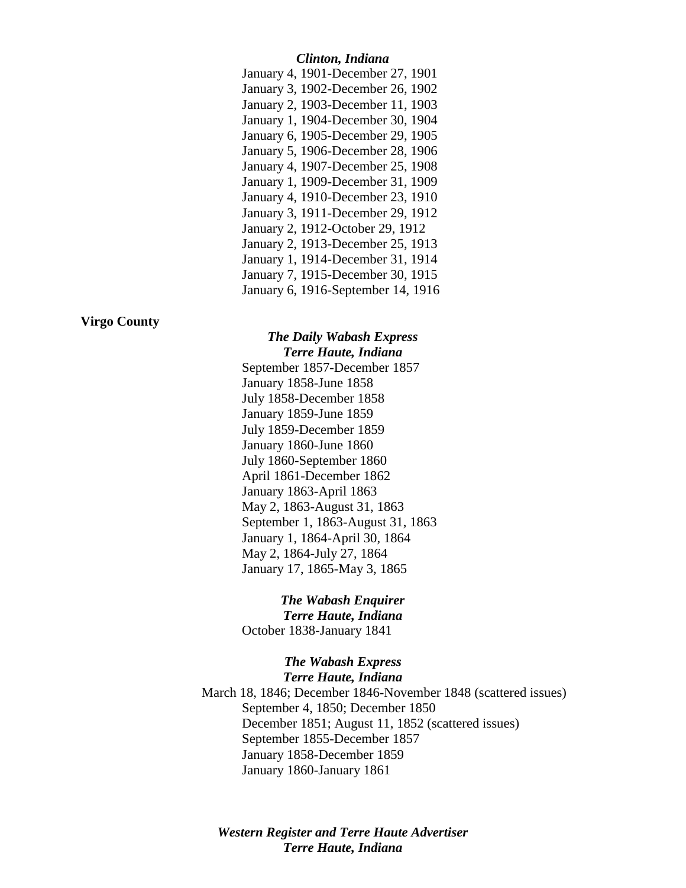***Clinton, Indiana***

January 4, 1901-December 27, 1901
January 3, 1902-December 26, 1902
January 2, 1903-December 11, 1903
January 1, 1904-December 30, 1904
January 6, 1905-December 29, 1905
January 5, 1906-December 28, 1906
January 4, 1907-December 25, 1908
January 1, 1909-December 31, 1909
January 4, 1910-December 23, 1910
January 3, 1911-December 29, 1912
January 2, 1912-October 29, 1912
January 2, 1913-December 25, 1913
January 1, 1914-December 31, 1914
January 7, 1915-December 30, 1915
January 6, 1916-September 14, 1916

**Virgo County**

***The Daily Wabash Express***
***Terre Haute, Indiana***

September 1857-December 1857
January 1858-June 1858
July 1858-December 1858
January 1859-June 1859
July 1859-December 1859
January 1860-June 1860
July 1860-September 1860
April 1861-December 1862
January 1863-April 1863
May 2, 1863-August 31, 1863
September 1, 1863-August 31, 1863
January 1, 1864-April 30, 1864
May 2, 1864-July 27, 1864
January 17, 1865-May 3, 1865

***The Wabash Enquirer***
***Terre Haute, Indiana***

October 1838-January 1841

***The Wabash Express***
***Terre Haute, Indiana***

March 18, 1846; December 1846-November 1848 (scattered issues)
September 4, 1850; December 1850
December 1851; August 11, 1852 (scattered issues)
September 1855-December 1857
January 1858-December 1859
January 1860-January 1861

***Western Register and Terre Haute Advertiser***
***Terre Haute, Indiana***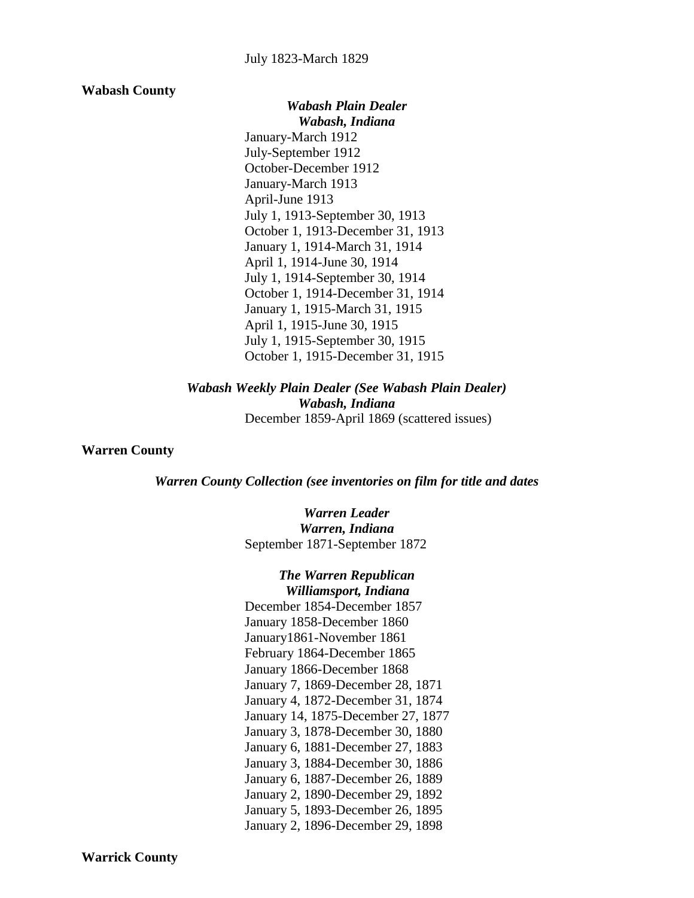July 1823-March 1829

**Wabash County**

***Wabash Plain Dealer***
***Wabash, Indiana***

January-March 1912
July-September 1912
October-December 1912
January-March 1913
April-June 1913
July 1, 1913-September 30, 1913
October 1, 1913-December 31, 1913
January 1, 1914-March 31, 1914
April 1, 1914-June 30, 1914
July 1, 1914-September 30, 1914
October 1, 1914-December 31, 1914
January 1, 1915-March 31, 1915
April 1, 1915-June 30, 1915
July 1, 1915-September 30, 1915
October 1, 1915-December 31, 1915

***Wabash Weekly Plain Dealer (See Wabash Plain Dealer)***
***Wabash, Indiana***

December 1859-April 1869 (scattered issues)

**Warren County**

***Warren County Collection (see inventories on film for title and dates***

***Warren Leader***
***Warren, Indiana***

September 1871-September 1872

***The Warren Republican***
***Williamsport, Indiana***

December 1854-December 1857
January 1858-December 1860
January1861-November 1861
February 1864-December 1865
January 1866-December 1868
January 7, 1869-December 28, 1871
January 4, 1872-December 31, 1874
January 14, 1875-December 27, 1877
January 3, 1878-December 30, 1880
January 6, 1881-December 27, 1883
January 3, 1884-December 30, 1886
January 6, 1887-December 26, 1889
January 2, 1890-December 29, 1892
January 5, 1893-December 26, 1895
January 2, 1896-December 29, 1898

**Warrick County**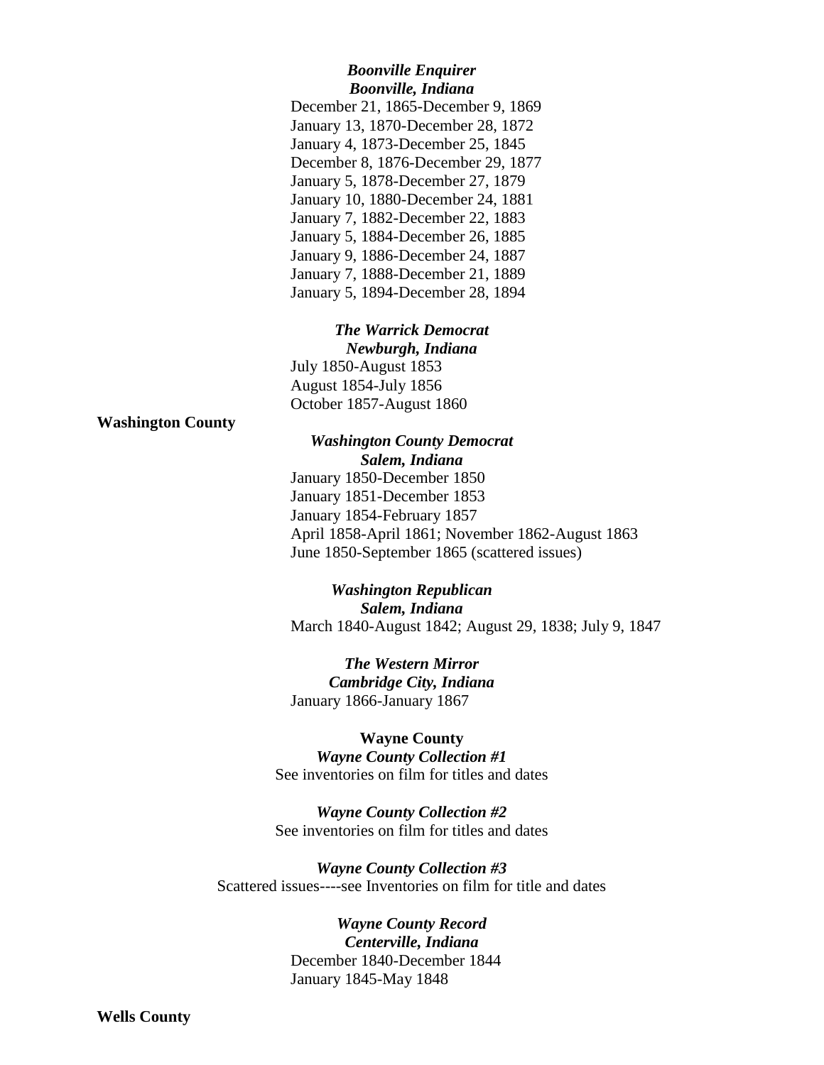***Boonville Enquirer***
***Boonville, Indiana***

December 21, 1865-December 9, 1869
January 13, 1870-December 28, 1872
January 4, 1873-December 25, 1845
December 8, 1876-December 29, 1877
January 5, 1878-December 27, 1879
January 10, 1880-December 24, 1881
January 7, 1882-December 22, 1883
January 5, 1884-December 26, 1885
January 9, 1886-December 24, 1887
January 7, 1888-December 21, 1889
January 5, 1894-December 28, 1894

***The Warrick Democrat***
***Newburgh, Indiana***

July 1850-August 1853
August 1854-July 1856
October 1857-August 1860

**Washington County**

***Washington County Democrat***
***Salem, Indiana***

January 1850-December 1850
January 1851-December 1853
January 1854-February 1857
April 1858-April 1861; November 1862-August 1863
June 1850-September 1865 (scattered issues)

***Washington Republican***
***Salem, Indiana***

March 1840-August 1842; August 29, 1838; July 9, 1847

***The Western Mirror***
***Cambridge City, Indiana***

January 1866-January 1867

**Wayne County**

***Wayne County Collection #1***

See inventories on film for titles and dates

***Wayne County Collection #2***

See inventories on film for titles and dates

***Wayne County Collection #3***

Scattered issues----see Inventories on film for title and dates

***Wayne County Record***
***Centerville, Indiana***

December 1840-December 1844
January 1845-May 1848

**Wells County**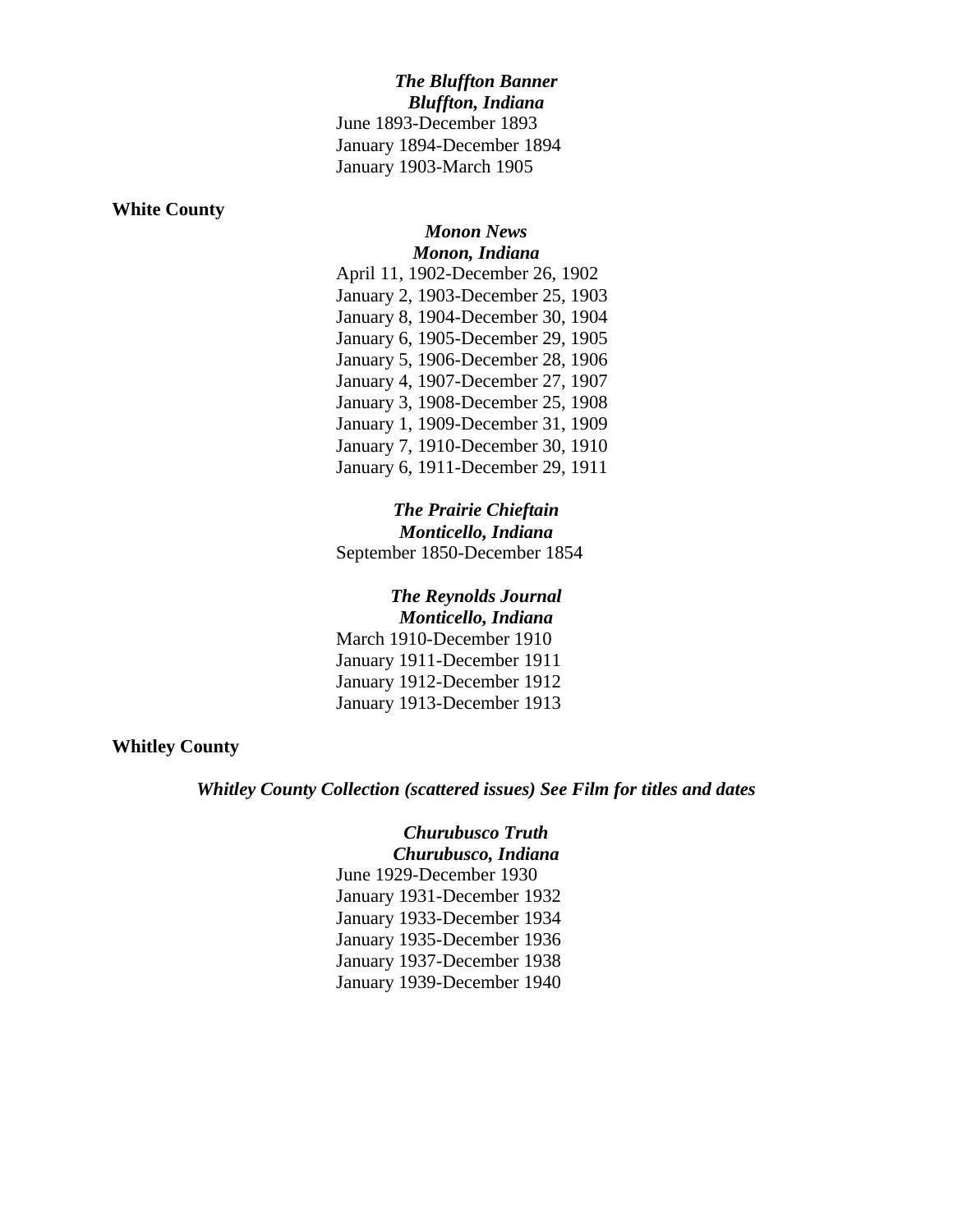***The Bluffton Banner***
***Bluffton, Indiana***

June 1893-December 1893
January 1894-December 1894
January 1903-March 1905

**White County**

***Monon News***
***Monon, Indiana***

April 11, 1902-December 26, 1902
January 2, 1903-December 25, 1903
January 8, 1904-December 30, 1904
January 6, 1905-December 29, 1905
January 5, 1906-December 28, 1906
January 4, 1907-December 27, 1907
January 3, 1908-December 25, 1908
January 1, 1909-December 31, 1909
January 7, 1910-December 30, 1910
January 6, 1911-December 29, 1911

***The Prairie Chieftain***
***Monticello, Indiana***

September 1850-December 1854

***The Reynolds Journal***
***Monticello, Indiana***

March 1910-December 1910
January 1911-December 1911
January 1912-December 1912
January 1913-December 1913

**Whitley County**

***Whitley County Collection (scattered issues) See Film for titles and dates***

***Churubusco Truth***
***Churubusco, Indiana***

June 1929-December 1930
January 1931-December 1932
January 1933-December 1934
January 1935-December 1936
January 1937-December 1938
January 1939-December 1940